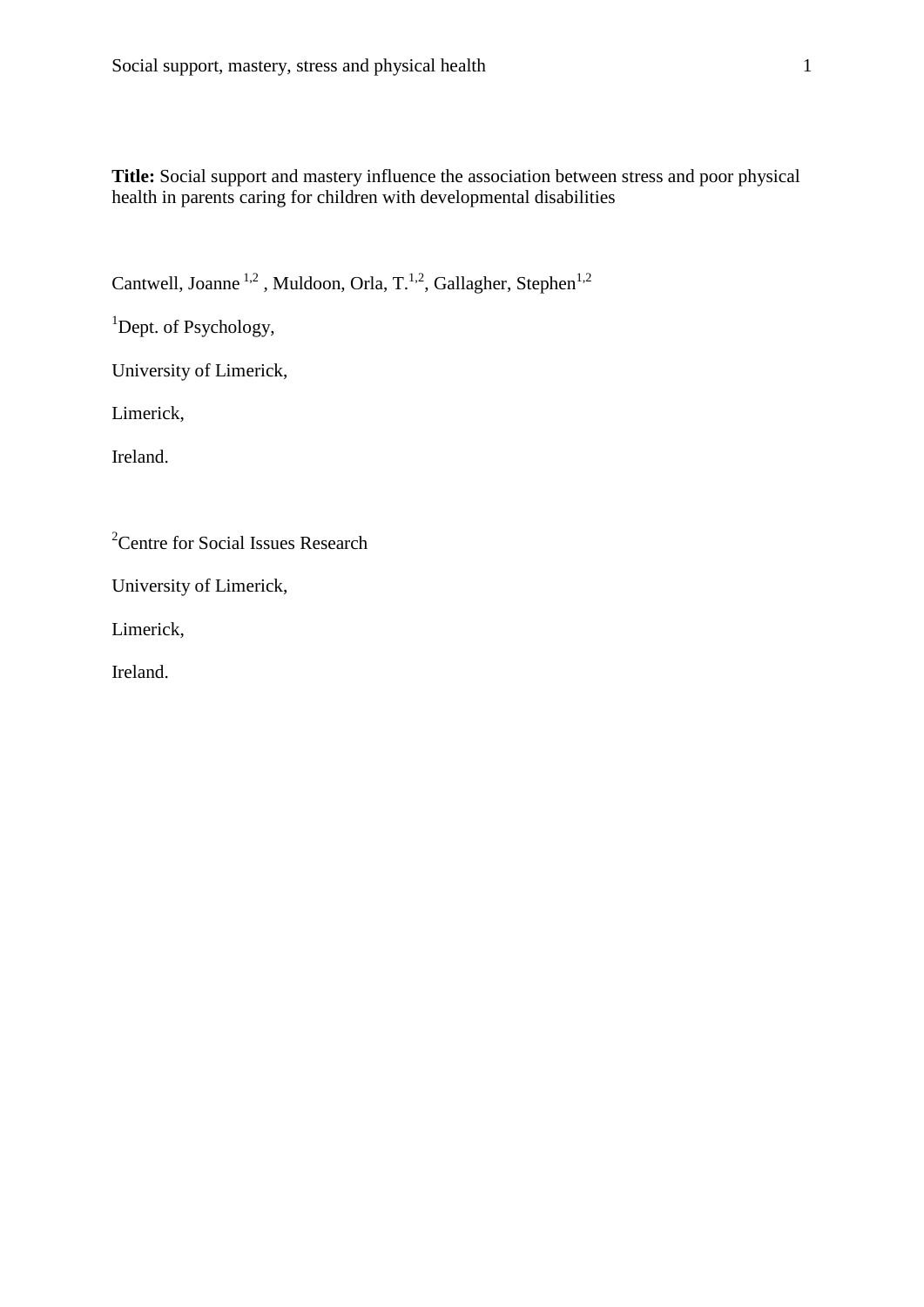**Title:** Social support and mastery influence the association between stress and poor physical health in parents caring for children with developmental disabilities

Cantwell, Joanne [1,2] , Muldoon, Orla, T.[1,2], Gallagher, Stephen[1,2]

[1]Dept. of Psychology,

University of Limerick,

Limerick,

Ireland.

[2]Centre for Social Issues Research

University of Limerick,

Limerick,

Ireland.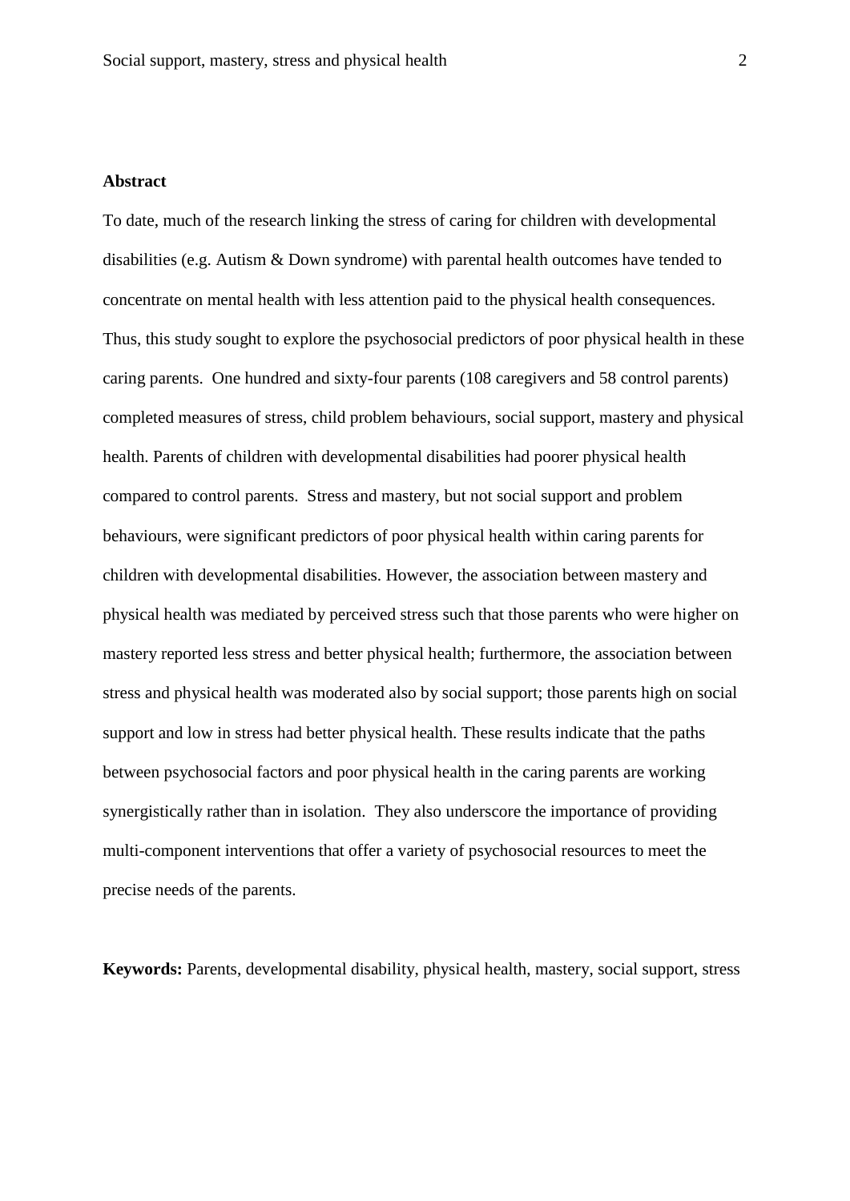**Abstract**

To date, much of the research linking the stress of caring for children with developmental disabilities (e.g. Autism & Down syndrome) with parental health outcomes have tended to concentrate on mental health with less attention paid to the physical health consequences. Thus, this study sought to explore the psychosocial predictors of poor physical health in these caring parents. One hundred and sixty-four parents (108 caregivers and 58 control parents) completed measures of stress, child problem behaviours, social support, mastery and physical health. Parents of children with developmental disabilities had poorer physical health compared to control parents. Stress and mastery, but not social support and problem behaviours, were significant predictors of poor physical health within caring parents for children with developmental disabilities. However, the association between mastery and physical health was mediated by perceived stress such that those parents who were higher on mastery reported less stress and better physical health; furthermore, the association between stress and physical health was moderated also by social support; those parents high on social support and low in stress had better physical health. These results indicate that the paths between psychosocial factors and poor physical health in the caring parents are working synergistically rather than in isolation. They also underscore the importance of providing multi-component interventions that offer a variety of psychosocial resources to meet the precise needs of the parents.

**Keywords:** Parents, developmental disability, physical health, mastery, social support, stress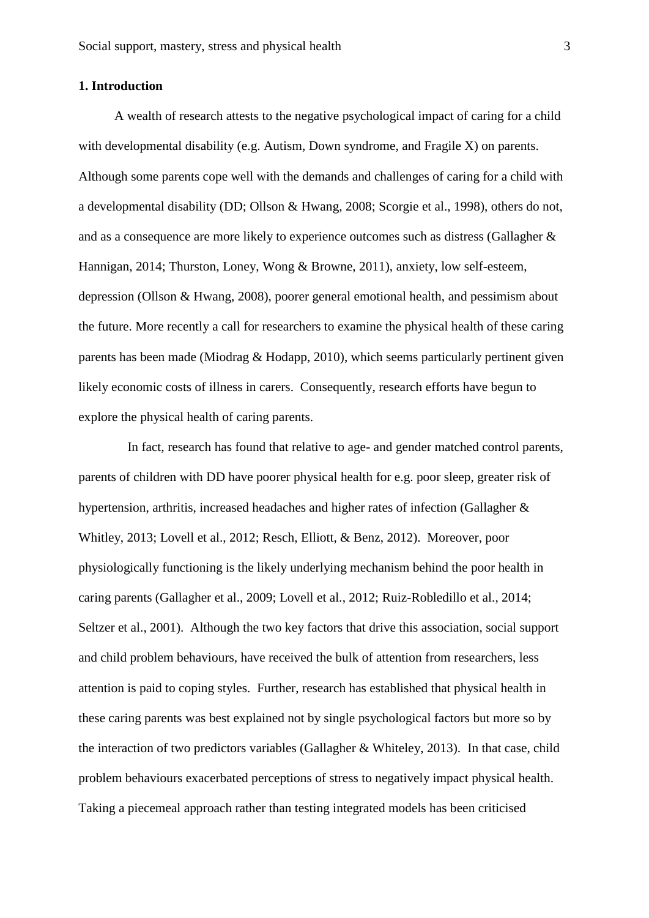## 1. Introduction

A wealth of research attests to the negative psychological impact of caring for a child with developmental disability (e.g. Autism, Down syndrome, and Fragile X) on parents. Although some parents cope well with the demands and challenges of caring for a child with a developmental disability (DD; Ollson & Hwang, 2008; Scorgie et al., 1998), others do not, and as a consequence are more likely to experience outcomes such as distress (Gallagher & Hannigan, 2014; Thurston, Loney, Wong & Browne, 2011), anxiety, low self-esteem, depression (Ollson & Hwang, 2008), poorer general emotional health, and pessimism about the future. More recently a call for researchers to examine the physical health of these caring parents has been made (Miodrag & Hodapp, 2010), which seems particularly pertinent given likely economic costs of illness in carers. Consequently, research efforts have begun to explore the physical health of caring parents.

In fact, research has found that relative to age- and gender matched control parents, parents of children with DD have poorer physical health for e.g. poor sleep, greater risk of hypertension, arthritis, increased headaches and higher rates of infection (Gallagher & Whitley, 2013; Lovell et al., 2012; Resch, Elliott, & Benz, 2012). Moreover, poor physiologically functioning is the likely underlying mechanism behind the poor health in caring parents (Gallagher et al., 2009; Lovell et al., 2012; Ruiz-Robledillo et al., 2014; Seltzer et al., 2001). Although the two key factors that drive this association, social support and child problem behaviours, have received the bulk of attention from researchers, less attention is paid to coping styles. Further, research has established that physical health in these caring parents was best explained not by single psychological factors but more so by the interaction of two predictors variables (Gallagher & Whiteley, 2013). In that case, child problem behaviours exacerbated perceptions of stress to negatively impact physical health. Taking a piecemeal approach rather than testing integrated models has been criticised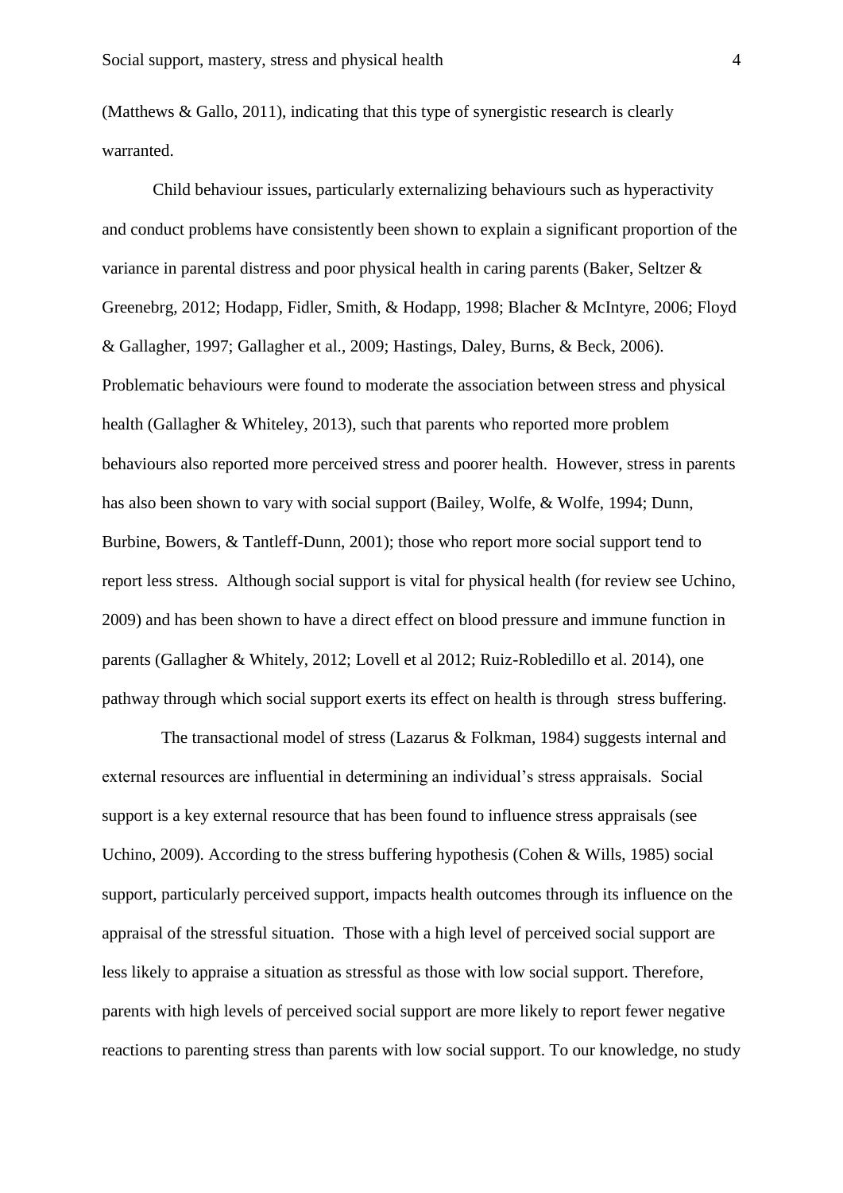(Matthews & Gallo, 2011), indicating that this type of synergistic research is clearly warranted.

Child behaviour issues, particularly externalizing behaviours such as hyperactivity and conduct problems have consistently been shown to explain a significant proportion of the variance in parental distress and poor physical health in caring parents (Baker, Seltzer & Greenebrg, 2012; Hodapp, Fidler, Smith, & Hodapp, 1998; Blacher & McIntyre, 2006; Floyd & Gallagher, 1997; Gallagher et al., 2009; Hastings, Daley, Burns, & Beck, 2006). Problematic behaviours were found to moderate the association between stress and physical health (Gallagher & Whiteley, 2013), such that parents who reported more problem behaviours also reported more perceived stress and poorer health. However, stress in parents has also been shown to vary with social support (Bailey, Wolfe, & Wolfe, 1994; Dunn, Burbine, Bowers, & Tantleff-Dunn, 2001); those who report more social support tend to report less stress. Although social support is vital for physical health (for review see Uchino, 2009) and has been shown to have a direct effect on blood pressure and immune function in parents (Gallagher & Whitely, 2012; Lovell et al 2012; Ruiz-Robledillo et al. 2014), one pathway through which social support exerts its effect on health is through stress buffering.

The transactional model of stress (Lazarus & Folkman, 1984) suggests internal and external resources are influential in determining an individual's stress appraisals. Social support is a key external resource that has been found to influence stress appraisals (see Uchino, 2009). According to the stress buffering hypothesis (Cohen & Wills, 1985) social support, particularly perceived support, impacts health outcomes through its influence on the appraisal of the stressful situation. Those with a high level of perceived social support are less likely to appraise a situation as stressful as those with low social support. Therefore, parents with high levels of perceived social support are more likely to report fewer negative reactions to parenting stress than parents with low social support. To our knowledge, no study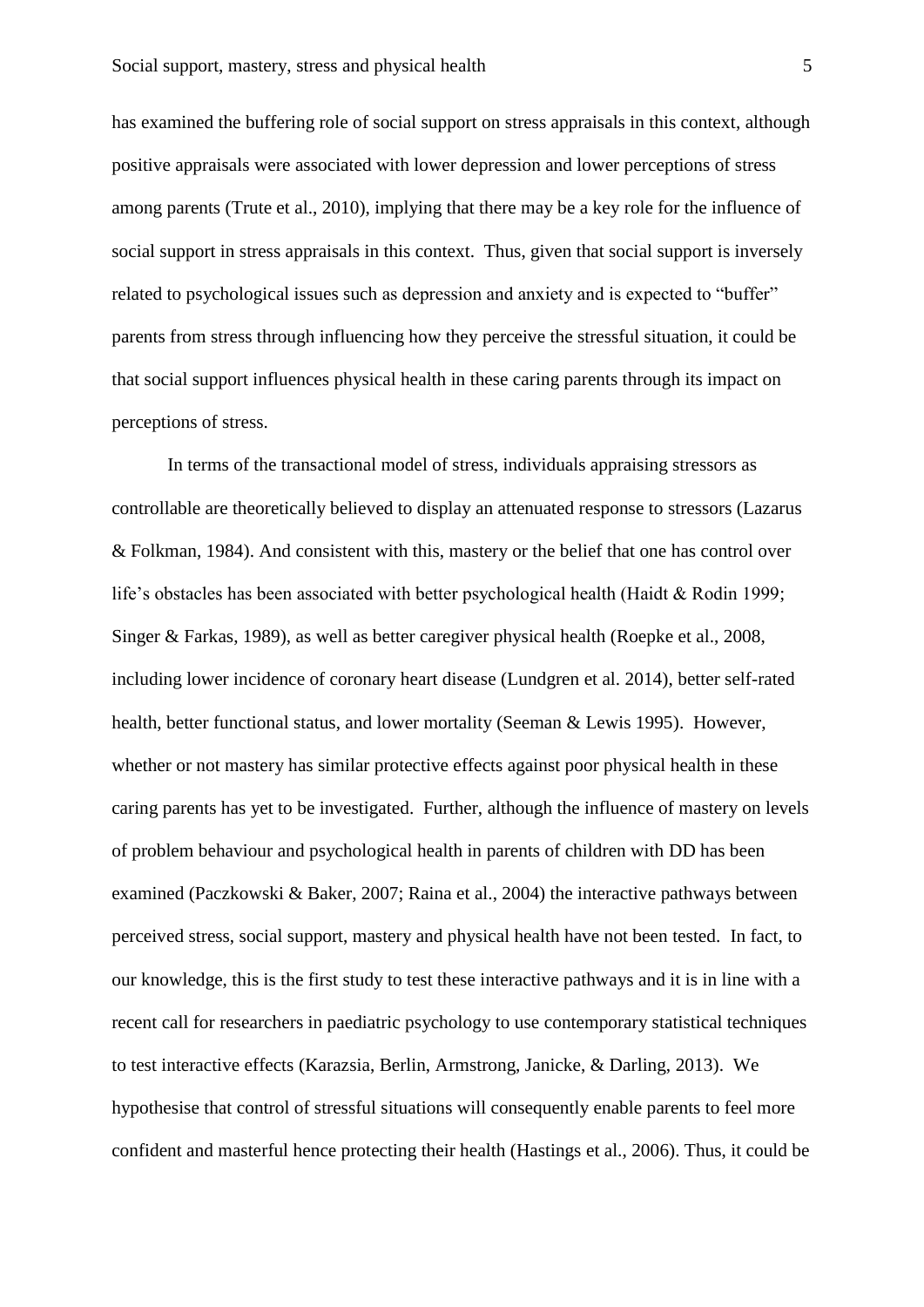has examined the buffering role of social support on stress appraisals in this context, although positive appraisals were associated with lower depression and lower perceptions of stress among parents (Trute et al., 2010), implying that there may be a key role for the influence of social support in stress appraisals in this context. Thus, given that social support is inversely related to psychological issues such as depression and anxiety and is expected to "buffer" parents from stress through influencing how they perceive the stressful situation, it could be that social support influences physical health in these caring parents through its impact on perceptions of stress.

In terms of the transactional model of stress, individuals appraising stressors as controllable are theoretically believed to display an attenuated response to stressors (Lazarus & Folkman, 1984). And consistent with this, mastery or the belief that one has control over life's obstacles has been associated with better psychological health (Haidt & Rodin 1999; Singer & Farkas, 1989), as well as better caregiver physical health (Roepke et al., 2008, including lower incidence of coronary heart disease (Lundgren et al. 2014), better self-rated health, better functional status, and lower mortality (Seeman & Lewis 1995). However, whether or not mastery has similar protective effects against poor physical health in these caring parents has yet to be investigated. Further, although the influence of mastery on levels of problem behaviour and psychological health in parents of children with DD has been examined (Paczkowski & Baker, 2007; Raina et al., 2004) the interactive pathways between perceived stress, social support, mastery and physical health have not been tested. In fact, to our knowledge, this is the first study to test these interactive pathways and it is in line with a recent call for researchers in paediatric psychology to use contemporary statistical techniques to test interactive effects (Karazsia, Berlin, Armstrong, Janicke, & Darling, 2013). We hypothesise that control of stressful situations will consequently enable parents to feel more confident and masterful hence protecting their health (Hastings et al., 2006). Thus, it could be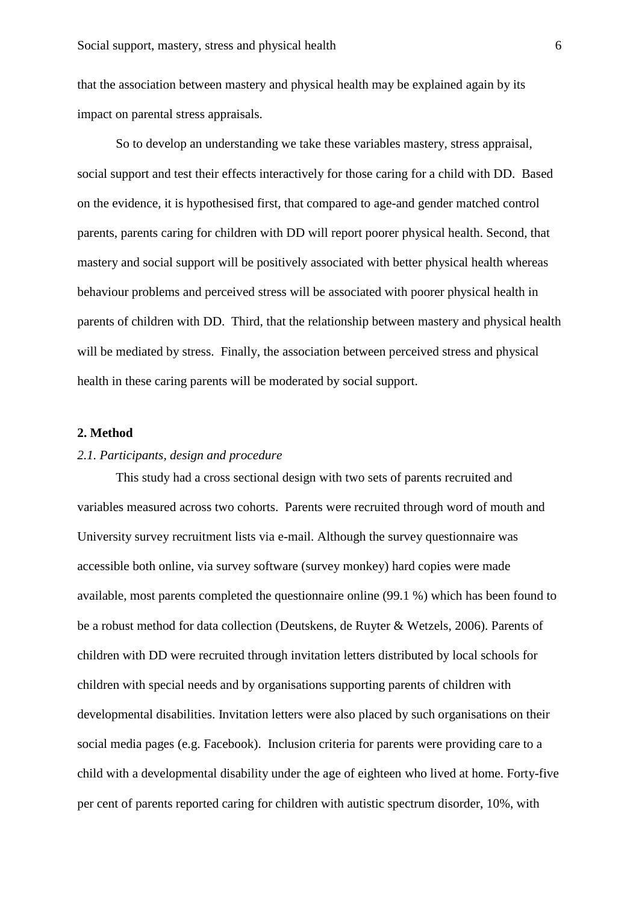that the association between mastery and physical health may be explained again by its impact on parental stress appraisals.

So to develop an understanding we take these variables mastery, stress appraisal, social support and test their effects interactively for those caring for a child with DD. Based on the evidence, it is hypothesised first, that compared to age-and gender matched control parents, parents caring for children with DD will report poorer physical health. Second, that mastery and social support will be positively associated with better physical health whereas behaviour problems and perceived stress will be associated with poorer physical health in parents of children with DD. Third, that the relationship between mastery and physical health will be mediated by stress. Finally, the association between perceived stress and physical health in these caring parents will be moderated by social support.

## 2. Method

### *2.1. Participants, design and procedure*

This study had a cross sectional design with two sets of parents recruited and variables measured across two cohorts. Parents were recruited through word of mouth and University survey recruitment lists via e-mail. Although the survey questionnaire was accessible both online, via survey software (survey monkey) hard copies were made available, most parents completed the questionnaire online (99.1 %) which has been found to be a robust method for data collection (Deutskens, de Ruyter & Wetzels, 2006). Parents of children with DD were recruited through invitation letters distributed by local schools for children with special needs and by organisations supporting parents of children with developmental disabilities. Invitation letters were also placed by such organisations on their social media pages (e.g. Facebook). Inclusion criteria for parents were providing care to a child with a developmental disability under the age of eighteen who lived at home. Forty-five per cent of parents reported caring for children with autistic spectrum disorder, 10%, with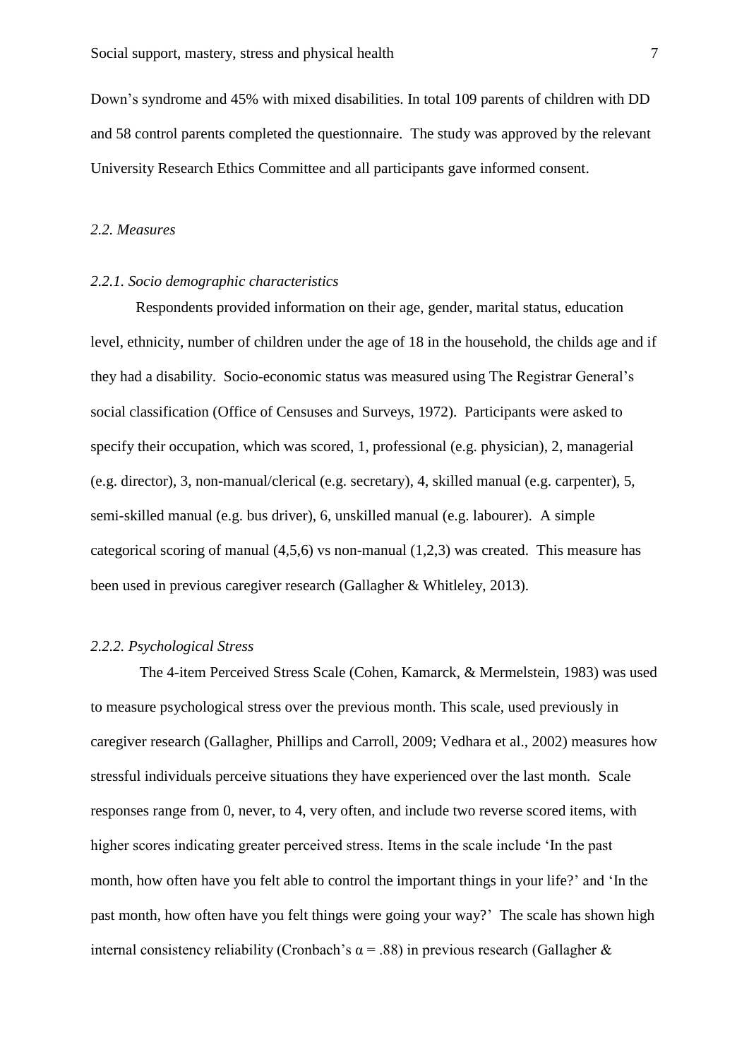Down's syndrome and 45% with mixed disabilities. In total 109 parents of children with DD and 58 control parents completed the questionnaire. The study was approved by the relevant University Research Ethics Committee and all participants gave informed consent.

### *2.2. Measures*

#### *2.2.1. Socio demographic characteristics*

Respondents provided information on their age, gender, marital status, education level, ethnicity, number of children under the age of 18 in the household, the childs age and if they had a disability. Socio-economic status was measured using The Registrar General's social classification (Office of Censuses and Surveys, 1972). Participants were asked to specify their occupation, which was scored, 1, professional (e.g. physician), 2, managerial (e.g. director), 3, non-manual/clerical (e.g. secretary), 4, skilled manual (e.g. carpenter), 5, semi-skilled manual (e.g. bus driver), 6, unskilled manual (e.g. labourer). A simple categorical scoring of manual (4,5,6) vs non-manual (1,2,3) was created. This measure has been used in previous caregiver research (Gallagher & Whitleley, 2013).

#### *2.2.2. Psychological Stress*

The 4-item Perceived Stress Scale (Cohen, Kamarck, & Mermelstein, 1983) was used to measure psychological stress over the previous month. This scale, used previously in caregiver research (Gallagher, Phillips and Carroll, 2009; Vedhara et al., 2002) measures how stressful individuals perceive situations they have experienced over the last month. Scale responses range from 0, never, to 4, very often, and include two reverse scored items, with higher scores indicating greater perceived stress. Items in the scale include 'In the past month, how often have you felt able to control the important things in your life?' and 'In the past month, how often have you felt things were going your way?' The scale has shown high internal consistency reliability (Cronbach's $\alpha = .88$) in previous research (Gallagher &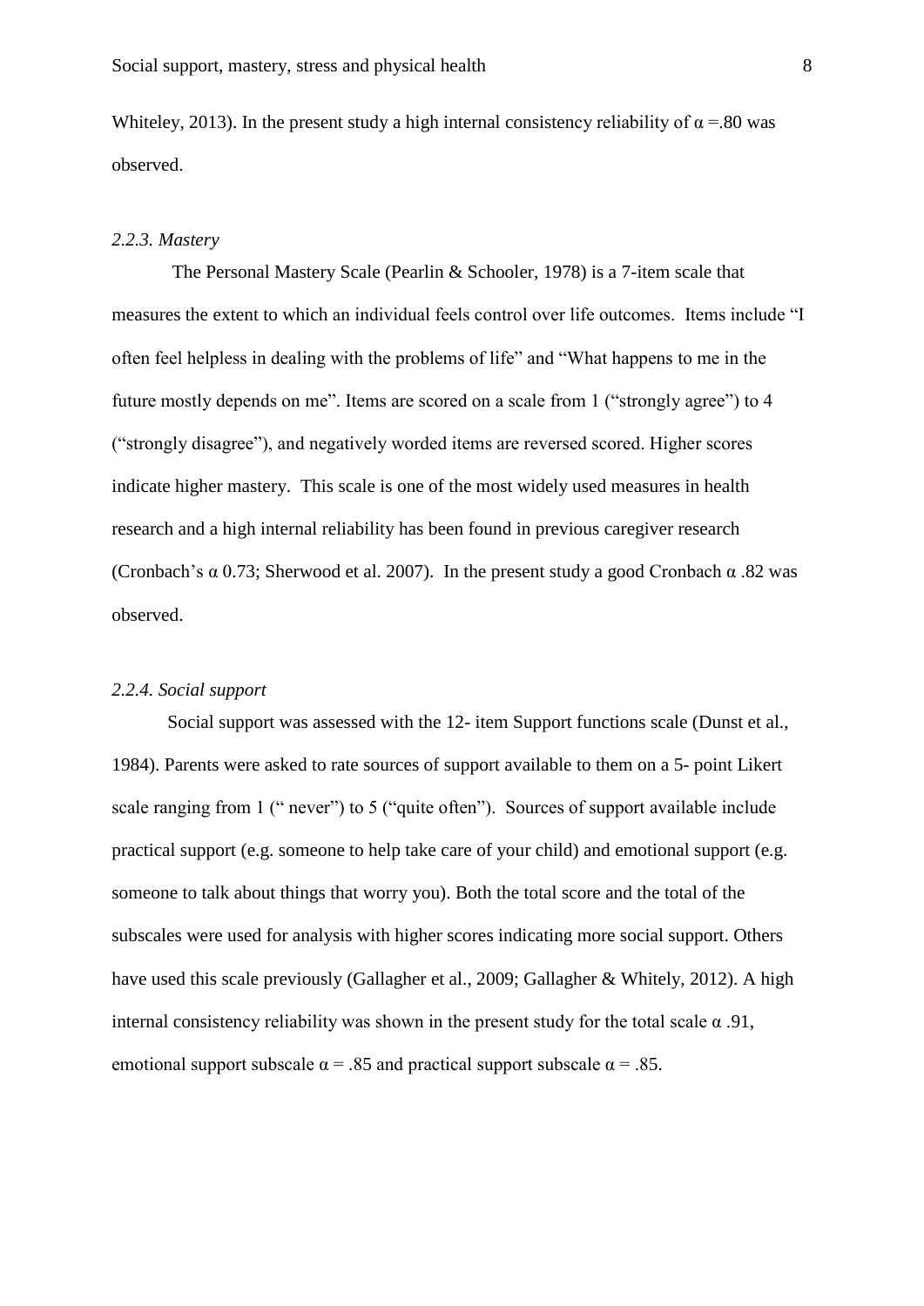Whiteley, 2013). In the present study a high internal consistency reliability of $\alpha$ =.80 was observed.

### *2.2.3. Mastery*

The Personal Mastery Scale (Pearlin & Schooler, 1978) is a 7-item scale that measures the extent to which an individual feels control over life outcomes. Items include "I often feel helpless in dealing with the problems of life" and "What happens to me in the future mostly depends on me". Items are scored on a scale from 1 ("strongly agree") to 4 ("strongly disagree"), and negatively worded items are reversed scored. Higher scores indicate higher mastery. This scale is one of the most widely used measures in health research and a high internal reliability has been found in previous caregiver research (Cronbach's $\alpha$ 0.73; Sherwood et al. 2007). In the present study a good Cronbach $\alpha$ .82 was observed.

### *2.2.4. Social support*

Social support was assessed with the 12- item Support functions scale (Dunst et al., 1984). Parents were asked to rate sources of support available to them on a 5- point Likert scale ranging from 1 (" never") to 5 ("quite often"). Sources of support available include practical support (e.g. someone to help take care of your child) and emotional support (e.g. someone to talk about things that worry you). Both the total score and the total of the subscales were used for analysis with higher scores indicating more social support. Others have used this scale previously (Gallagher et al., 2009; Gallagher & Whitely, 2012). A high internal consistency reliability was shown in the present study for the total scale $\alpha$ .91, emotional support subscale $\alpha$ = .85 and practical support subscale $\alpha$ = .85.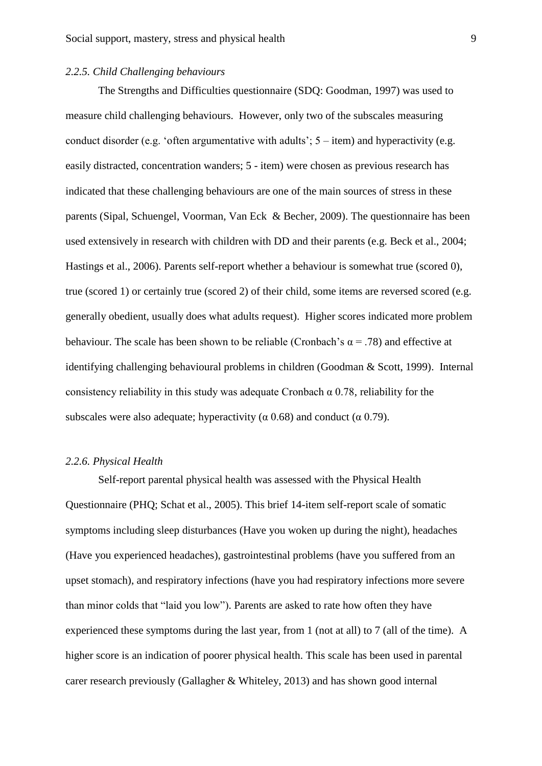### *2.2.5. Child Challenging behaviours*

The Strengths and Difficulties questionnaire (SDQ: Goodman, 1997) was used to measure child challenging behaviours. However, only two of the subscales measuring conduct disorder (e.g. 'often argumentative with adults'; 5 – item) and hyperactivity (e.g. easily distracted, concentration wanders; 5 - item) were chosen as previous research has indicated that these challenging behaviours are one of the main sources of stress in these parents (Sipal, Schuengel, Voorman, Van Eck & Becher, 2009). The questionnaire has been used extensively in research with children with DD and their parents (e.g. Beck et al., 2004; Hastings et al., 2006). Parents self-report whether a behaviour is somewhat true (scored 0), true (scored 1) or certainly true (scored 2) of their child, some items are reversed scored (e.g. generally obedient, usually does what adults request). Higher scores indicated more problem behaviour. The scale has been shown to be reliable (Cronbach's $\alpha = .78$) and effective at identifying challenging behavioural problems in children (Goodman & Scott, 1999). Internal consistency reliability in this study was adequate Cronbach $\alpha$ 0.78, reliability for the subscales were also adequate; hyperactivity ($\alpha$ 0.68) and conduct ($\alpha$ 0.79).

### *2.2.6. Physical Health*

Self-report parental physical health was assessed with the Physical Health Questionnaire (PHQ; Schat et al., 2005). This brief 14-item self-report scale of somatic symptoms including sleep disturbances (Have you woken up during the night), headaches (Have you experienced headaches), gastrointestinal problems (have you suffered from an upset stomach), and respiratory infections (have you had respiratory infections more severe than minor colds that "laid you low"). Parents are asked to rate how often they have experienced these symptoms during the last year, from 1 (not at all) to 7 (all of the time). A higher score is an indication of poorer physical health. This scale has been used in parental carer research previously (Gallagher & Whiteley, 2013) and has shown good internal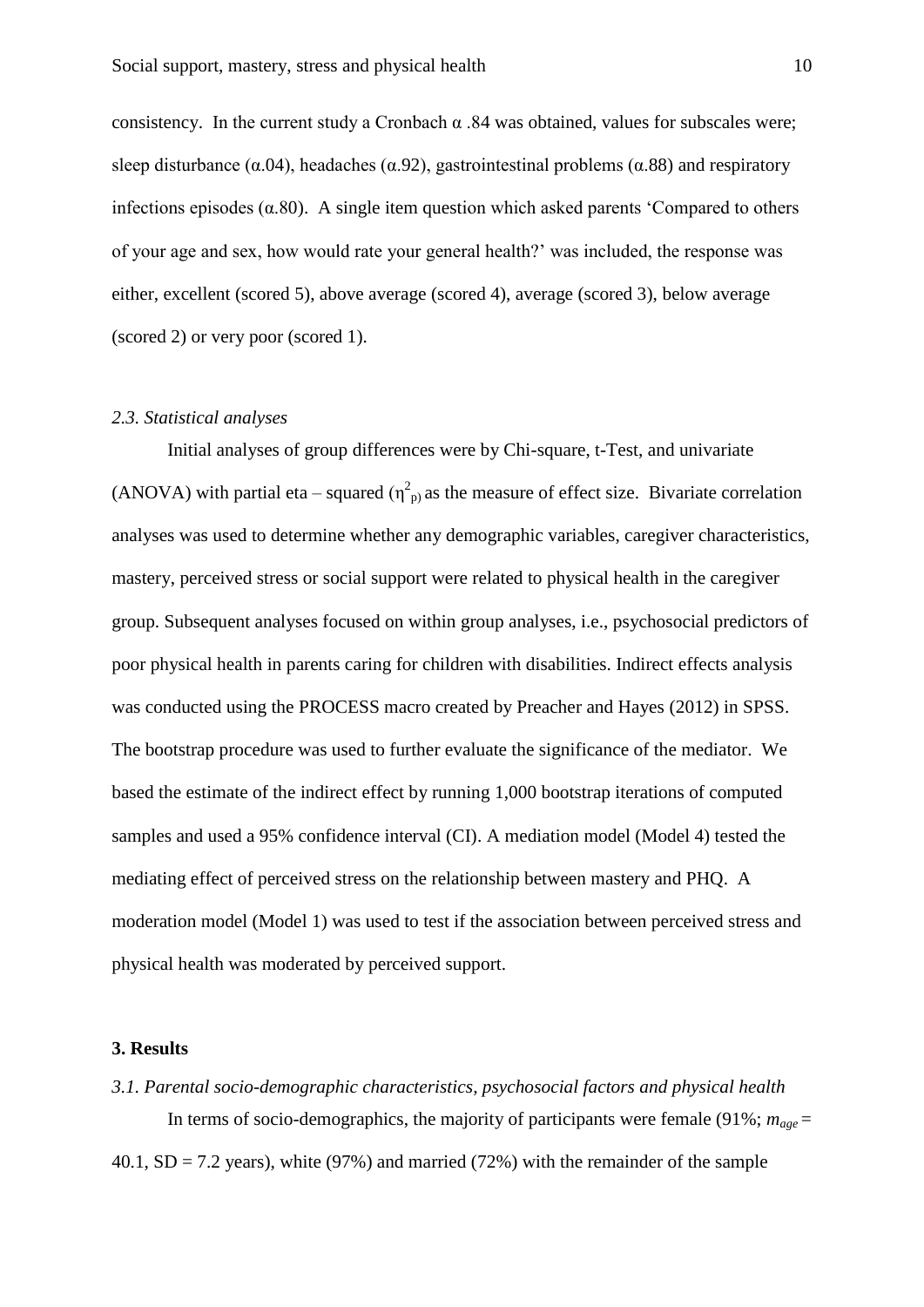consistency. In the current study a Cronbach α .84 was obtained, values for subscales were; sleep disturbance (α.04), headaches (α.92), gastrointestinal problems (α.88) and respiratory infections episodes (α.80). A single item question which asked parents 'Compared to others of your age and sex, how would rate your general health?' was included, the response was either, excellent (scored 5), above average (scored 4), average (scored 3), below average (scored 2) or very poor (scored 1).

### *2.3. Statistical analyses*

Initial analyses of group differences were by Chi-square, t-Test, and univariate (ANOVA) with partial eta – squared ($\eta^2_{p)}$ as the measure of effect size. Bivariate correlation analyses was used to determine whether any demographic variables, caregiver characteristics, mastery, perceived stress or social support were related to physical health in the caregiver group. Subsequent analyses focused on within group analyses, i.e., psychosocial predictors of poor physical health in parents caring for children with disabilities. Indirect effects analysis was conducted using the PROCESS macro created by Preacher and Hayes (2012) in SPSS. The bootstrap procedure was used to further evaluate the significance of the mediator. We based the estimate of the indirect effect by running 1,000 bootstrap iterations of computed samples and used a 95% confidence interval (CI). A mediation model (Model 4) tested the mediating effect of perceived stress on the relationship between mastery and PHQ. A moderation model (Model 1) was used to test if the association between perceived stress and physical health was moderated by perceived support.

## **3. Results**

### *3.1. Parental socio-demographic characteristics, psychosocial factors and physical health*

In terms of socio-demographics, the majority of participants were female (91%; $m_{age}$ = 40.1, SD = 7.2 years), white (97%) and married (72%) with the remainder of the sample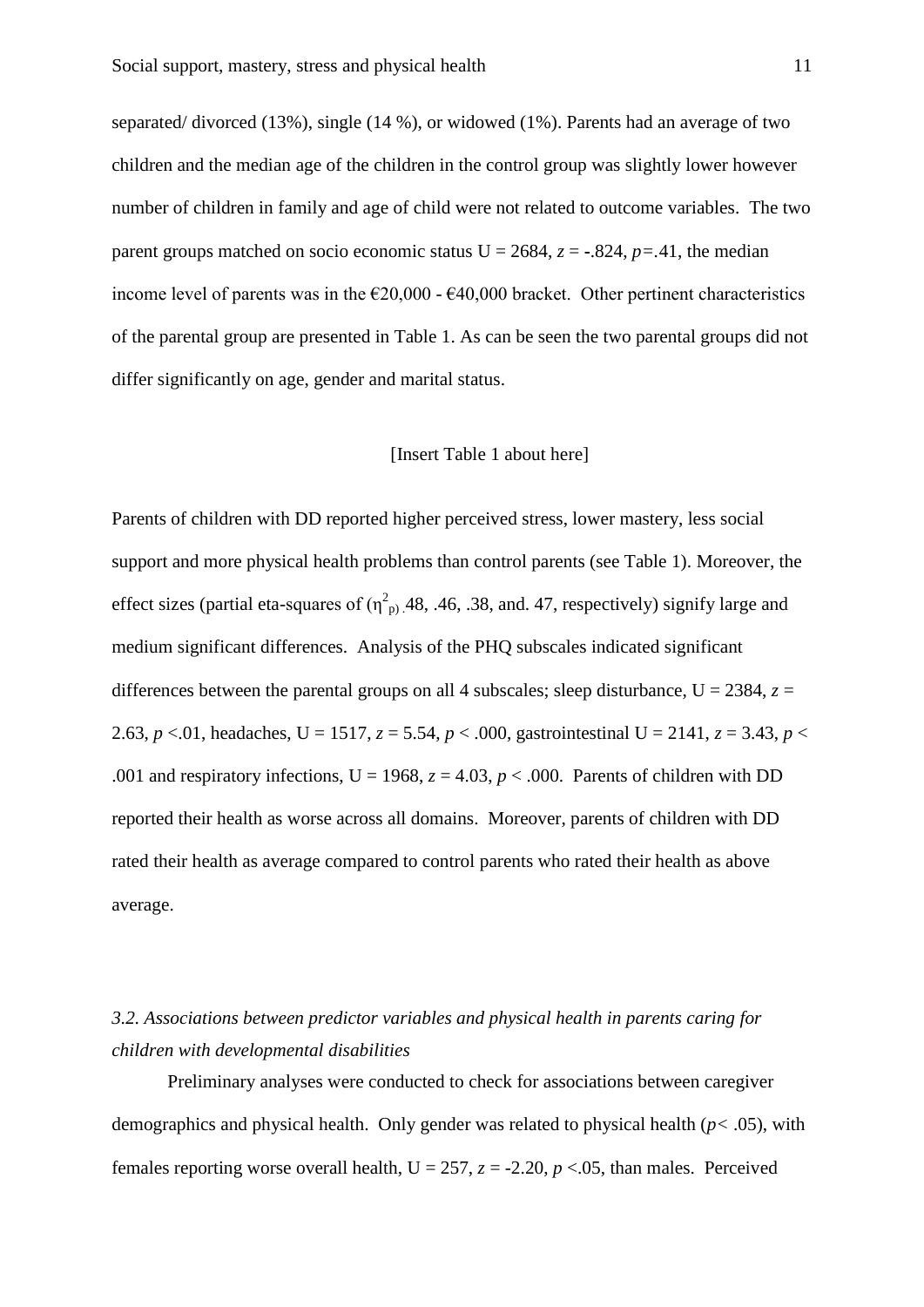separated/ divorced (13%), single (14 %), or widowed (1%). Parents had an average of two children and the median age of the children in the control group was slightly lower however number of children in family and age of child were not related to outcome variables.  The two parent groups matched on socio economic status U = 2684, $z$ = -.824, $p$=.41, the median income level of parents was in the €20,000 - €40,000 bracket.  Other pertinent characteristics of the parental group are presented in Table 1. As can be seen the two parental groups did not differ significantly on age, gender and marital status.

[Insert Table 1 about here]

Parents of children with DD reported higher perceived stress, lower mastery, less social support and more physical health problems than control parents (see Table 1). Moreover, the effect sizes (partial eta-squares of ($\eta^2_{p)}$ .48, .46, .38, and. 47, respectively) signify large and medium significant differences.  Analysis of the PHQ subscales indicated significant differences between the parental groups on all 4 subscales; sleep disturbance, U = 2384, $z$ = 2.63, $p$ <.01, headaches, U = 1517, $z$ = 5.54, $p$ < .000, gastrointestinal U = 2141, $z$ = 3.43, $p$ < .001 and respiratory infections, U = 1968, $z$ = 4.03, $p$ < .000.  Parents of children with DD reported their health as worse across all domains.  Moreover, parents of children with DD rated their health as average compared to control parents who rated their health as above average.

### *3.2. Associations between predictor variables and physical health in parents caring for children with developmental disabilities*

Preliminary analyses were conducted to check for associations between caregiver demographics and physical health.  Only gender was related to physical health ($p$< .05), with females reporting worse overall health, U = 257, $z$ = -2.20, $p$ <.05, than males.  Perceived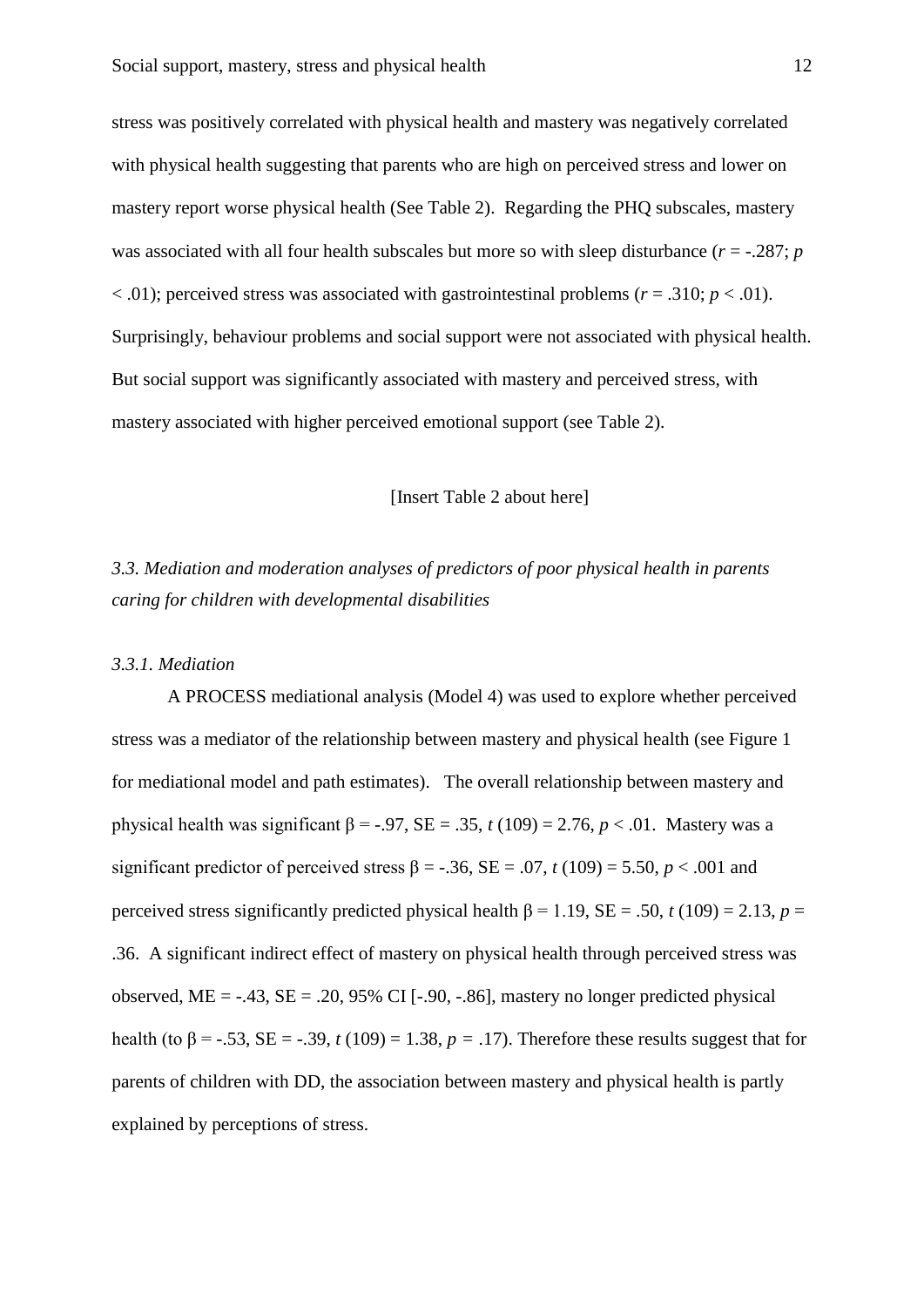stress was positively correlated with physical health and mastery was negatively correlated with physical health suggesting that parents who are high on perceived stress and lower on mastery report worse physical health (See Table 2). Regarding the PHQ subscales, mastery was associated with all four health subscales but more so with sleep disturbance ($r$ = -.287; $p$ < .01); perceived stress was associated with gastrointestinal problems ($r$ = .310; $p$ < .01). Surprisingly, behaviour problems and social support were not associated with physical health. But social support was significantly associated with mastery and perceived stress, with mastery associated with higher perceived emotional support (see Table 2).

[Insert Table 2 about here]

### *3.3. Mediation and moderation analyses of predictors of poor physical health in parents caring for children with developmental disabilities*

#### *3.3.1. Mediation*

A PROCESS mediational analysis (Model 4) was used to explore whether perceived stress was a mediator of the relationship between mastery and physical health (see Figure 1 for mediational model and path estimates). The overall relationship between mastery and physical health was significant $\beta$ = -.97, SE = .35, $t$ (109) = 2.76, $p$ < .01. Mastery was a significant predictor of perceived stress $\beta$ = -.36, SE = .07, $t$ (109) = 5.50, $p$ < .001 and perceived stress significantly predicted physical health $\beta$ = 1.19, SE = .50, $t$ (109) = 2.13, $p$ = .36. A significant indirect effect of mastery on physical health through perceived stress was observed, ME = -.43, SE = .20, 95% CI [-.90, -.86], mastery no longer predicted physical health (to $\beta$ = -.53, SE = -.39, $t$ (109) = 1.38, $p$ = .17). Therefore these results suggest that for parents of children with DD, the association between mastery and physical health is partly explained by perceptions of stress.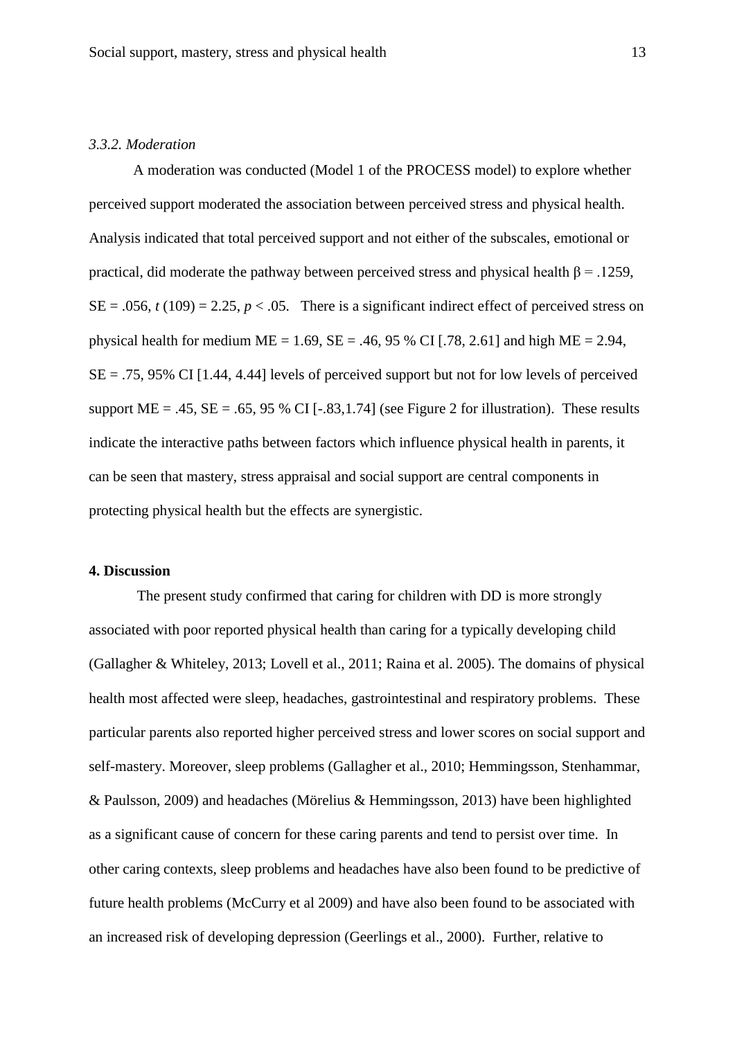### *3.3.2. Moderation*

A moderation was conducted (Model 1 of the PROCESS model) to explore whether perceived support moderated the association between perceived stress and physical health. Analysis indicated that total perceived support and not either of the subscales, emotional or practical, did moderate the pathway between perceived stress and physical health $\beta = .1259$, SE = .056, $t$ (109) = 2.25, $p < .05$. There is a significant indirect effect of perceived stress on physical health for medium ME = 1.69, SE = .46, 95 % CI [.78, 2.61] and high ME = 2.94, SE = .75, 95% CI [1.44, 4.44] levels of perceived support but not for low levels of perceived support ME = .45, SE = .65, 95 % CI [-.83,1.74] (see Figure 2 for illustration). These results indicate the interactive paths between factors which influence physical health in parents, it can be seen that mastery, stress appraisal and social support are central components in protecting physical health but the effects are synergistic.

## 4. Discussion

The present study confirmed that caring for children with DD is more strongly associated with poor reported physical health than caring for a typically developing child (Gallagher & Whiteley, 2013; Lovell et al., 2011; Raina et al. 2005). The domains of physical health most affected were sleep, headaches, gastrointestinal and respiratory problems. These particular parents also reported higher perceived stress and lower scores on social support and self-mastery. Moreover, sleep problems (Gallagher et al., 2010; Hemmingsson, Stenhammar, & Paulsson, 2009) and headaches (Mörelius & Hemmingsson, 2013) have been highlighted as a significant cause of concern for these caring parents and tend to persist over time. In other caring contexts, sleep problems and headaches have also been found to be predictive of future health problems (McCurry et al 2009) and have also been found to be associated with an increased risk of developing depression (Geerlings et al., 2000). Further, relative to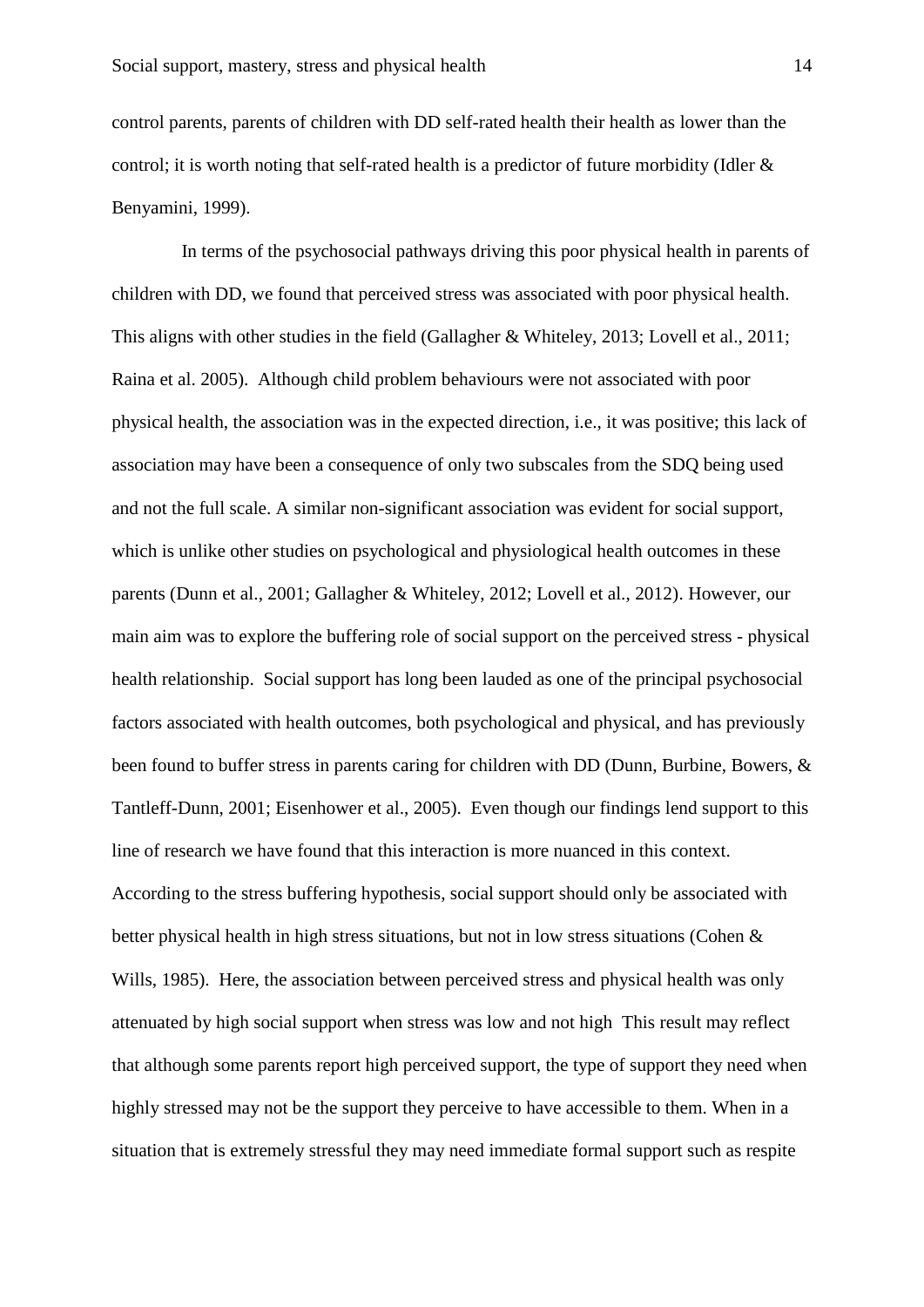control parents, parents of children with DD self-rated health their health as lower than the control; it is worth noting that self-rated health is a predictor of future morbidity (Idler & Benyamini, 1999).

In terms of the psychosocial pathways driving this poor physical health in parents of children with DD, we found that perceived stress was associated with poor physical health. This aligns with other studies in the field (Gallagher & Whiteley, 2013; Lovell et al., 2011; Raina et al. 2005). Although child problem behaviours were not associated with poor physical health, the association was in the expected direction, i.e., it was positive; this lack of association may have been a consequence of only two subscales from the SDQ being used and not the full scale. A similar non-significant association was evident for social support, which is unlike other studies on psychological and physiological health outcomes in these parents (Dunn et al., 2001; Gallagher & Whiteley, 2012; Lovell et al., 2012). However, our main aim was to explore the buffering role of social support on the perceived stress - physical health relationship. Social support has long been lauded as one of the principal psychosocial factors associated with health outcomes, both psychological and physical, and has previously been found to buffer stress in parents caring for children with DD (Dunn, Burbine, Bowers, & Tantleff-Dunn, 2001; Eisenhower et al., 2005). Even though our findings lend support to this line of research we have found that this interaction is more nuanced in this context. According to the stress buffering hypothesis, social support should only be associated with better physical health in high stress situations, but not in low stress situations (Cohen & Wills, 1985). Here, the association between perceived stress and physical health was only attenuated by high social support when stress was low and not high This result may reflect that although some parents report high perceived support, the type of support they need when highly stressed may not be the support they perceive to have accessible to them. When in a situation that is extremely stressful they may need immediate formal support such as respite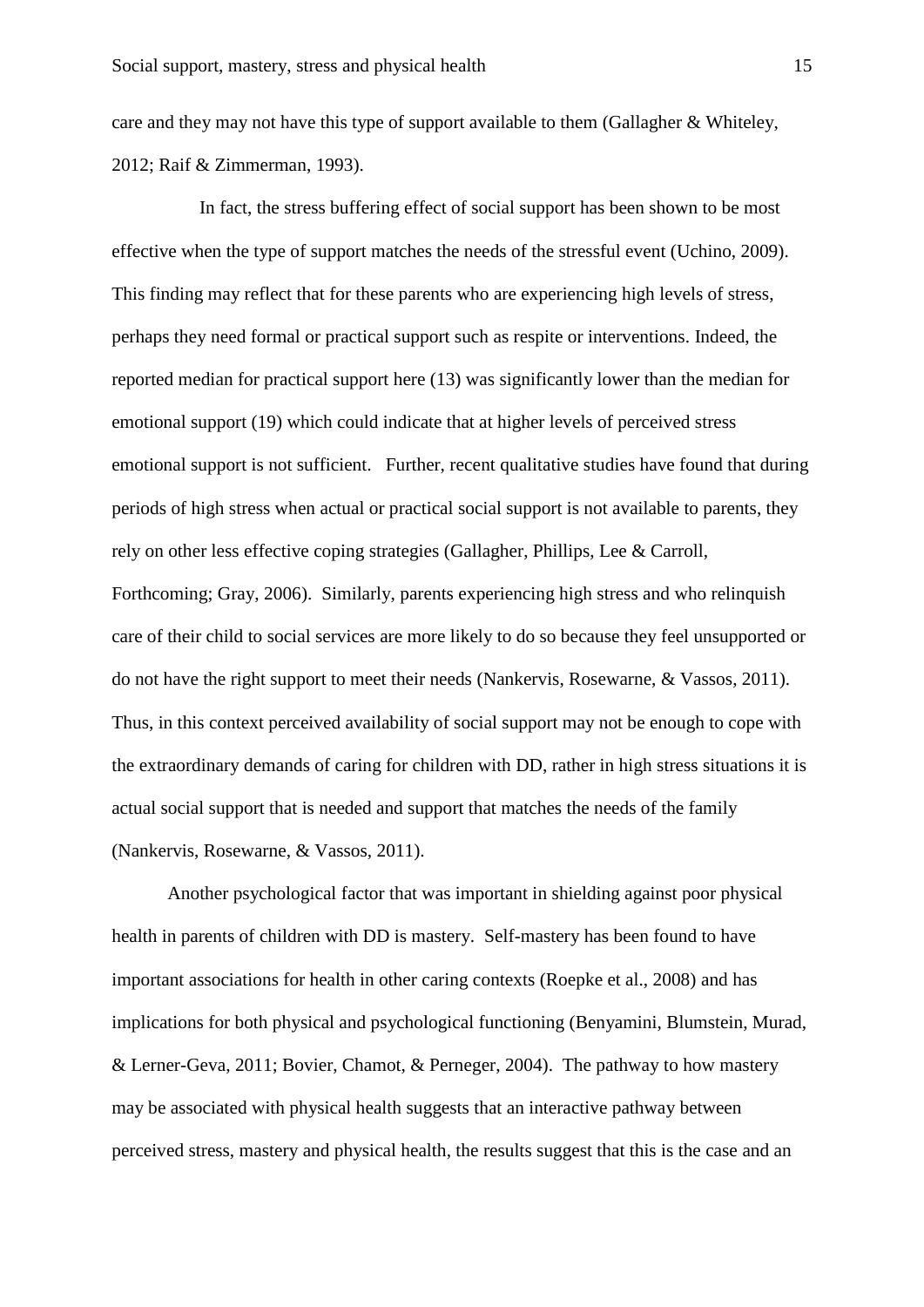care and they may not have this type of support available to them (Gallagher & Whiteley, 2012; Raif & Zimmerman, 1993).

In fact, the stress buffering effect of social support has been shown to be most effective when the type of support matches the needs of the stressful event (Uchino, 2009). This finding may reflect that for these parents who are experiencing high levels of stress, perhaps they need formal or practical support such as respite or interventions. Indeed, the reported median for practical support here (13) was significantly lower than the median for emotional support (19) which could indicate that at higher levels of perceived stress emotional support is not sufficient. Further, recent qualitative studies have found that during periods of high stress when actual or practical social support is not available to parents, they rely on other less effective coping strategies (Gallagher, Phillips, Lee & Carroll, Forthcoming; Gray, 2006). Similarly, parents experiencing high stress and who relinquish care of their child to social services are more likely to do so because they feel unsupported or do not have the right support to meet their needs (Nankervis, Rosewarne, & Vassos, 2011). Thus, in this context perceived availability of social support may not be enough to cope with the extraordinary demands of caring for children with DD, rather in high stress situations it is actual social support that is needed and support that matches the needs of the family (Nankervis, Rosewarne, & Vassos, 2011).

Another psychological factor that was important in shielding against poor physical health in parents of children with DD is mastery. Self-mastery has been found to have important associations for health in other caring contexts (Roepke et al., 2008) and has implications for both physical and psychological functioning (Benyamini, Blumstein, Murad, & Lerner-Geva, 2011; Bovier, Chamot, & Perneger, 2004). The pathway to how mastery may be associated with physical health suggests that an interactive pathway between perceived stress, mastery and physical health, the results suggest that this is the case and an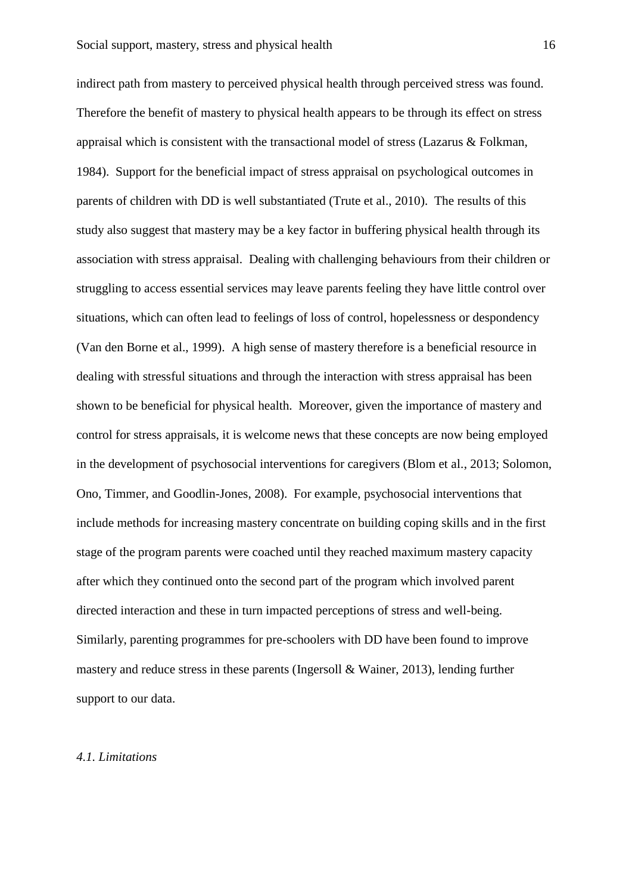indirect path from mastery to perceived physical health through perceived stress was found. Therefore the benefit of mastery to physical health appears to be through its effect on stress appraisal which is consistent with the transactional model of stress (Lazarus & Folkman, 1984). Support for the beneficial impact of stress appraisal on psychological outcomes in parents of children with DD is well substantiated (Trute et al., 2010). The results of this study also suggest that mastery may be a key factor in buffering physical health through its association with stress appraisal. Dealing with challenging behaviours from their children or struggling to access essential services may leave parents feeling they have little control over situations, which can often lead to feelings of loss of control, hopelessness or despondency (Van den Borne et al., 1999). A high sense of mastery therefore is a beneficial resource in dealing with stressful situations and through the interaction with stress appraisal has been shown to be beneficial for physical health. Moreover, given the importance of mastery and control for stress appraisals, it is welcome news that these concepts are now being employed in the development of psychosocial interventions for caregivers (Blom et al., 2013; Solomon, Ono, Timmer, and Goodlin-Jones, 2008). For example, psychosocial interventions that include methods for increasing mastery concentrate on building coping skills and in the first stage of the program parents were coached until they reached maximum mastery capacity after which they continued onto the second part of the program which involved parent directed interaction and these in turn impacted perceptions of stress and well-being. Similarly, parenting programmes for pre-schoolers with DD have been found to improve mastery and reduce stress in these parents (Ingersoll & Wainer, 2013), lending further support to our data.

### *4.1. Limitations*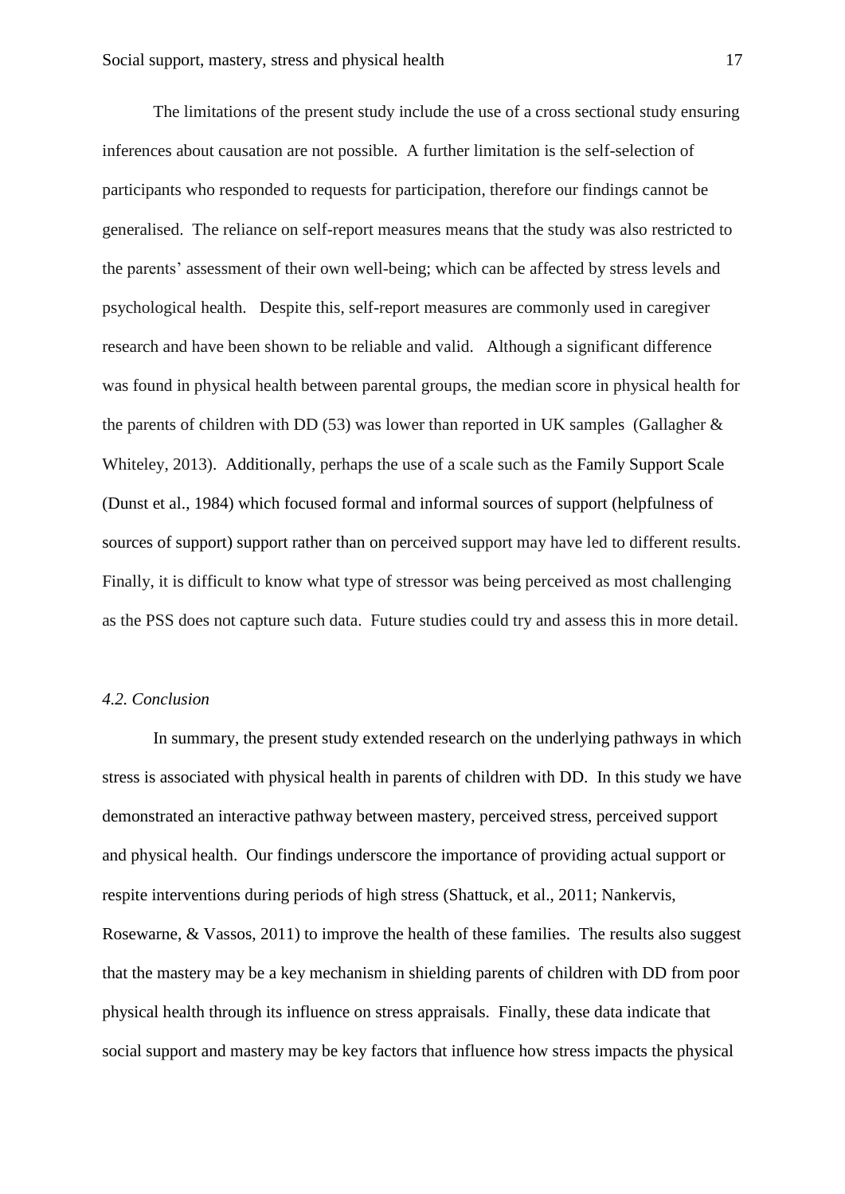The limitations of the present study include the use of a cross sectional study ensuring inferences about causation are not possible. A further limitation is the self-selection of participants who responded to requests for participation, therefore our findings cannot be generalised. The reliance on self-report measures means that the study was also restricted to the parents' assessment of their own well-being; which can be affected by stress levels and psychological health. Despite this, self-report measures are commonly used in caregiver research and have been shown to be reliable and valid. Although a significant difference was found in physical health between parental groups, the median score in physical health for the parents of children with DD (53) was lower than reported in UK samples (Gallagher & Whiteley, 2013). Additionally, perhaps the use of a scale such as the Family Support Scale (Dunst et al., 1984) which focused formal and informal sources of support (helpfulness of sources of support) support rather than on perceived support may have led to different results. Finally, it is difficult to know what type of stressor was being perceived as most challenging as the PSS does not capture such data. Future studies could try and assess this in more detail.

### *4.2. Conclusion*

In summary, the present study extended research on the underlying pathways in which stress is associated with physical health in parents of children with DD. In this study we have demonstrated an interactive pathway between mastery, perceived stress, perceived support and physical health. Our findings underscore the importance of providing actual support or respite interventions during periods of high stress (Shattuck, et al., 2011; Nankervis, Rosewarne, & Vassos, 2011) to improve the health of these families. The results also suggest that the mastery may be a key mechanism in shielding parents of children with DD from poor physical health through its influence on stress appraisals. Finally, these data indicate that social support and mastery may be key factors that influence how stress impacts the physical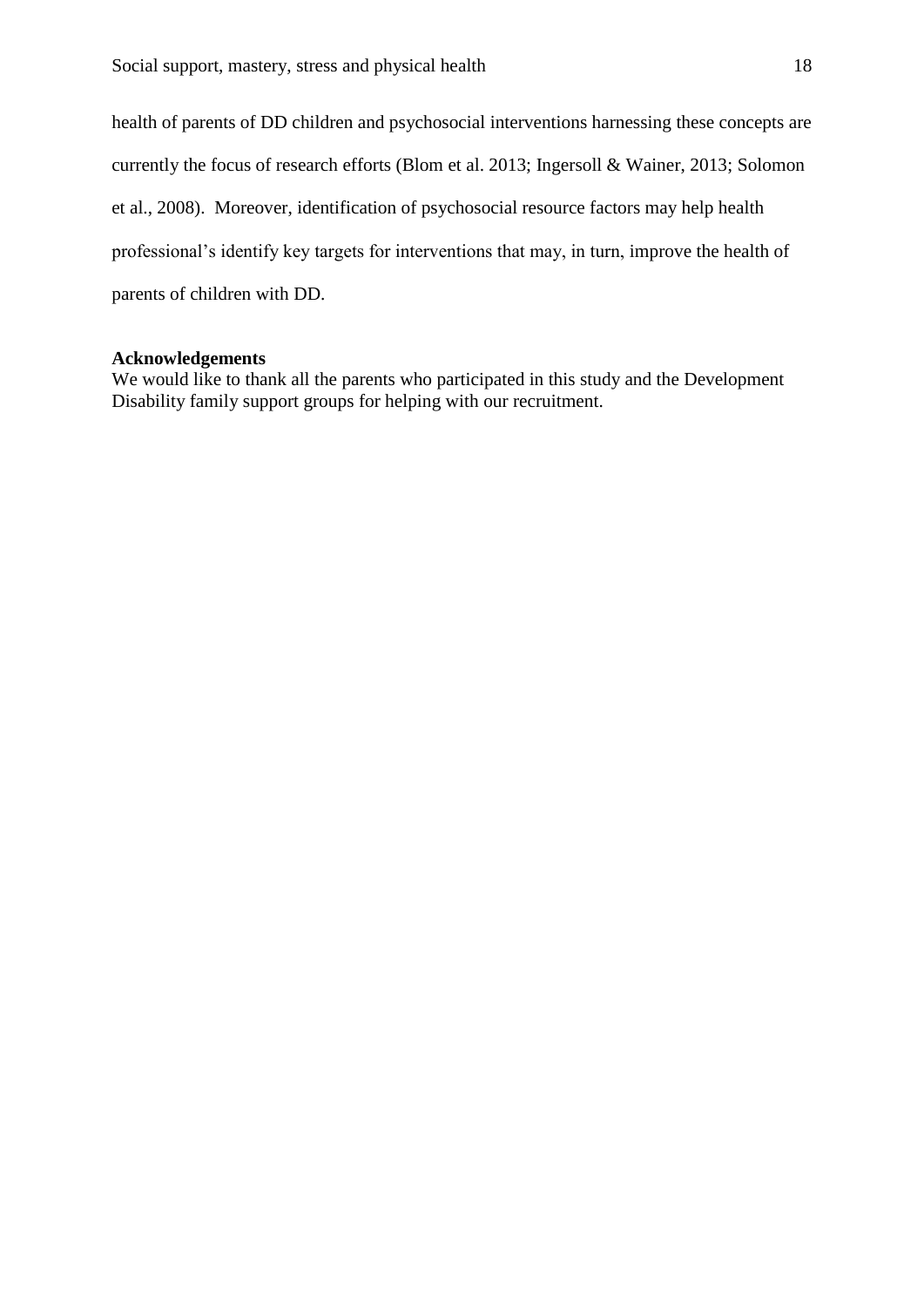health of parents of DD children and psychosocial interventions harnessing these concepts are currently the focus of research efforts (Blom et al. 2013; Ingersoll & Wainer, 2013; Solomon et al., 2008). Moreover, identification of psychosocial resource factors may help health professional's identify key targets for interventions that may, in turn, improve the health of parents of children with DD.

## Acknowledgements

We would like to thank all the parents who participated in this study and the Development Disability family support groups for helping with our recruitment.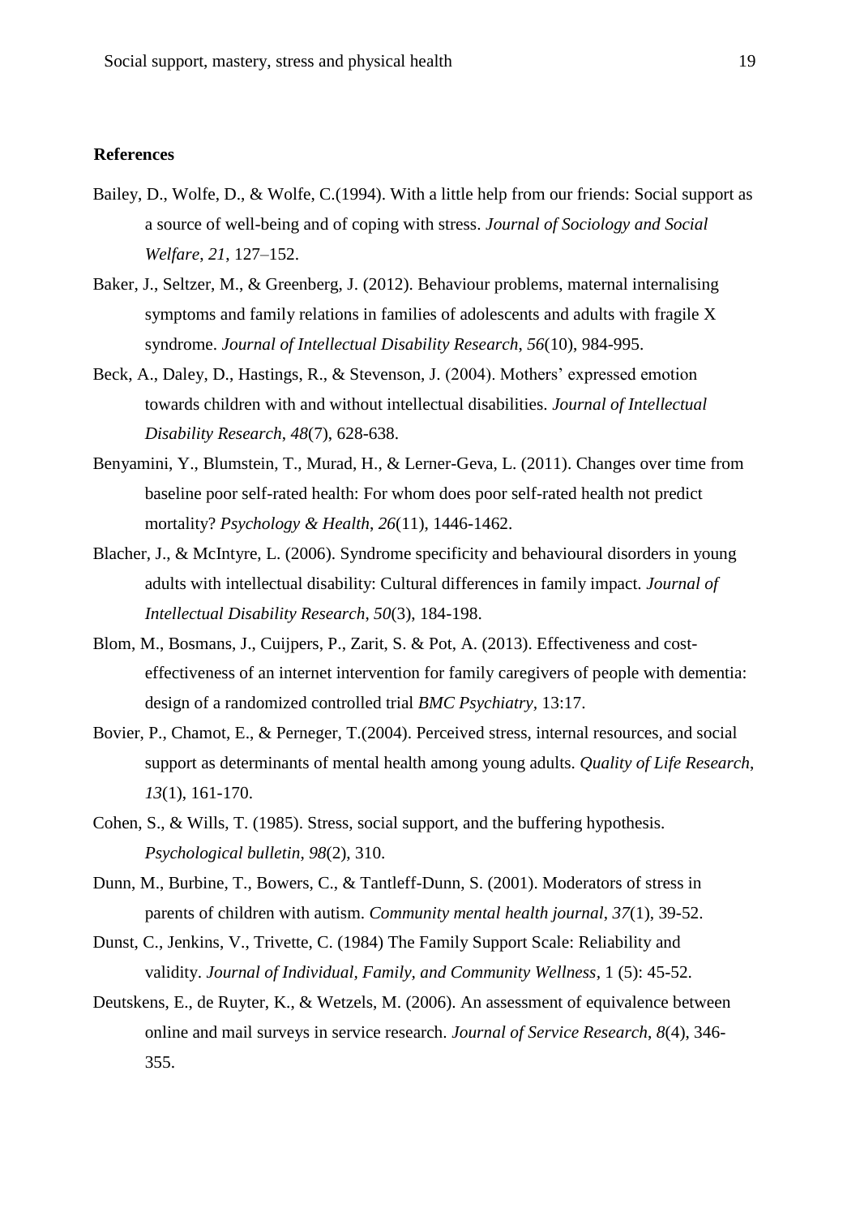**References**

Bailey, D., Wolfe, D., & Wolfe, C.(1994). With a little help from our friends: Social support as a source of well-being and of coping with stress. *Journal of Sociology and Social Welfare, 21*, 127–152.

Baker, J., Seltzer, M., & Greenberg, J. (2012). Behaviour problems, maternal internalising symptoms and family relations in families of adolescents and adults with fragile X syndrome. *Journal of Intellectual Disability Research*, *56*(10), 984-995.

Beck, A., Daley, D., Hastings, R., & Stevenson, J. (2004). Mothers' expressed emotion towards children with and without intellectual disabilities. *Journal of Intellectual Disability Research*, *48*(7), 628-638.

Benyamini, Y., Blumstein, T., Murad, H., & Lerner-Geva, L. (2011). Changes over time from baseline poor self-rated health: For whom does poor self-rated health not predict mortality? *Psychology & Health*, *26*(11), 1446-1462.

Blacher, J., & McIntyre, L. (2006). Syndrome specificity and behavioural disorders in young adults with intellectual disability: Cultural differences in family impact. *Journal of Intellectual Disability Research*, *50*(3), 184-198.

Blom, M., Bosmans, J., Cuijpers, P., Zarit, S. & Pot, A. (2013). Effectiveness and cost-effectiveness of an internet intervention for family caregivers of people with dementia: design of a randomized controlled trial *BMC Psychiatry*, 13:17.

Bovier, P., Chamot, E., & Perneger, T.(2004). Perceived stress, internal resources, and social support as determinants of mental health among young adults. *Quality of Life Research*, *13*(1), 161-170.

Cohen, S., & Wills, T. (1985). Stress, social support, and the buffering hypothesis. *Psychological bulletin*, *98*(2), 310.

Dunn, M., Burbine, T., Bowers, C., & Tantleff-Dunn, S. (2001). Moderators of stress in parents of children with autism. *Community mental health journal*, *37*(1), 39-52.

Dunst, C., Jenkins, V., Trivette, C. (1984) The Family Support Scale: Reliability and validity. *Journal of Individual, Family, and Community Wellness*, 1 (5): 45-52.

Deutskens, E., de Ruyter, K., & Wetzels, M. (2006). An assessment of equivalence between online and mail surveys in service research. *Journal of Service Research*, *8*(4), 346-355.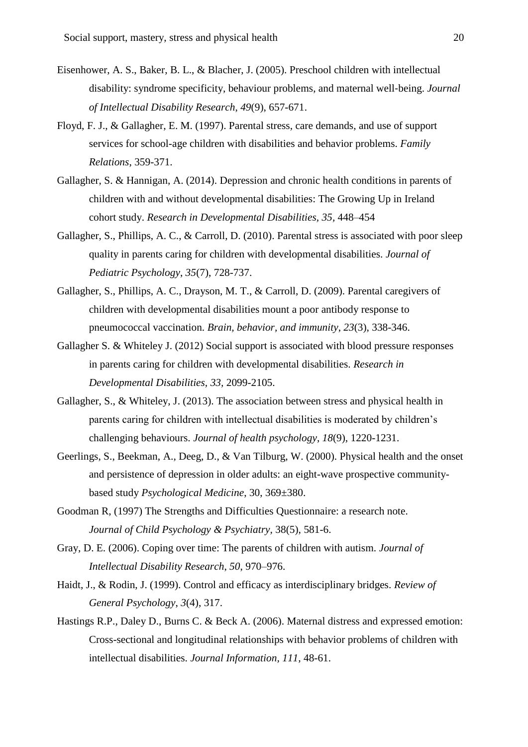Eisenhower, A. S., Baker, B. L., & Blacher, J. (2005). Preschool children with intellectual disability: syndrome specificity, behaviour problems, and maternal well‐being. *Journal of Intellectual Disability Research*, *49*(9), 657-671.

Floyd, F. J., & Gallagher, E. M. (1997). Parental stress, care demands, and use of support services for school-age children with disabilities and behavior problems. *Family Relations*, 359-371.

Gallagher, S. & Hannigan, A. (2014). Depression and chronic health conditions in parents of children with and without developmental disabilities: The Growing Up in Ireland cohort study. *Research in Developmental Disabilities*, *35*, 448–454

Gallagher, S., Phillips, A. C., & Carroll, D. (2010). Parental stress is associated with poor sleep quality in parents caring for children with developmental disabilities. *Journal of Pediatric Psychology*, *35*(7), 728-737.

Gallagher, S., Phillips, A. C., Drayson, M. T., & Carroll, D. (2009). Parental caregivers of children with developmental disabilities mount a poor antibody response to pneumococcal vaccination. *Brain, behavior, and immunity*, *23*(3), 338-346.

Gallagher S. & Whiteley J. (2012) Social support is associated with blood pressure responses in parents caring for children with developmental disabilities. *Research in Developmental Disabilities, 33,* 2099-2105.

Gallagher, S., & Whiteley, J. (2013). The association between stress and physical health in parents caring for children with intellectual disabilities is moderated by children's challenging behaviours. *Journal of health psychology*, *18*(9), 1220-1231.

Geerlings, S., Beekman, A., Deeg, D., & Van Tilburg, W. (2000). Physical health and the onset and persistence of depression in older adults: an eight-wave prospective community-based study *Psychological Medicine*, 30, 369±380.

Goodman R, (1997) The Strengths and Difficulties Questionnaire: a research note. *Journal of Child Psychology & Psychiatry*, 38(5), 581-6.

Gray, D. E. (2006). Coping over time: The parents of children with autism. *Journal of Intellectual Disability Research*, *50*, 970–976.

Haidt, J., & Rodin, J. (1999). Control and efficacy as interdisciplinary bridges. *Review of General Psychology*, *3*(4), 317.

Hastings R.P., Daley D., Burns C. & Beck A. (2006). Maternal distress and expressed emotion: Cross-sectional and longitudinal relationships with behavior problems of children with intellectual disabilities. *Journal Information, 111,* 48-61.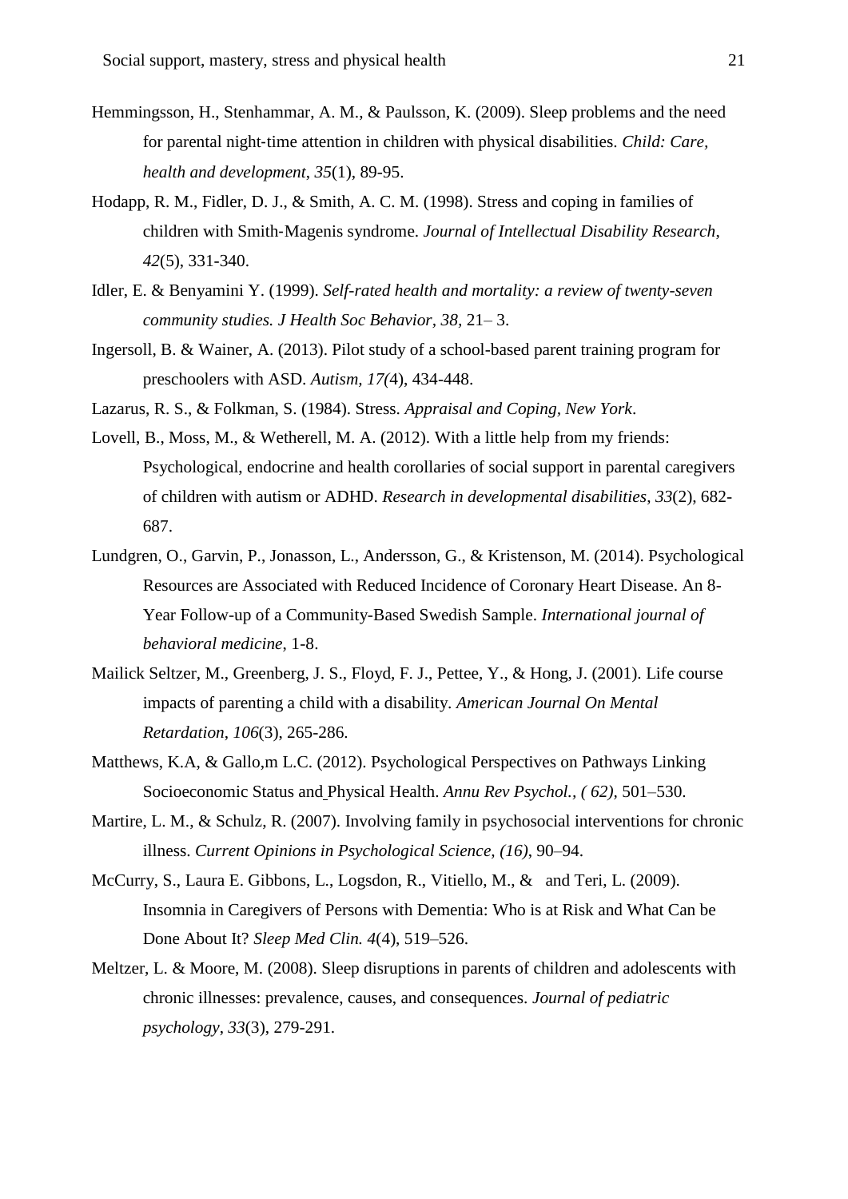Hemmingsson, H., Stenhammar, A. M., & Paulsson, K. (2009). Sleep problems and the need for parental night‐time attention in children with physical disabilities. *Child: Care, health and development*, *35*(1), 89-95.

Hodapp, R. M., Fidler, D. J., & Smith, A. C. M. (1998). Stress and coping in families of children with Smith‐Magenis syndrome. *Journal of Intellectual Disability Research*, *42*(5), 331-340.

Idler, E. & Benyamini Y. (1999). *Self-rated health and mortality: a review of twenty-seven community studies. J Health Soc Behavior, 38*, 21– 3.

Ingersoll, B. & Wainer, A. (2013). Pilot study of a school-based parent training program for preschoolers with ASD. *Autism, 17(*4), 434-448.

Lazarus, R. S., & Folkman, S. (1984). Stress. *Appraisal and Coping, New York*.

Lovell, B., Moss, M., & Wetherell, M. A. (2012). With a little help from my friends: Psychological, endocrine and health corollaries of social support in parental caregivers of children with autism or ADHD. *Research in developmental disabilities*, *33*(2), 682-687.

Lundgren, O., Garvin, P., Jonasson, L., Andersson, G., & Kristenson, M. (2014). Psychological Resources are Associated with Reduced Incidence of Coronary Heart Disease. An 8-Year Follow-up of a Community-Based Swedish Sample. *International journal of behavioral medicine*, 1-8.

Mailick Seltzer, M., Greenberg, J. S., Floyd, F. J., Pettee, Y., & Hong, J. (2001). Life course impacts of parenting a child with a disability. *American Journal On Mental Retardation*, *106*(3), 265-286.

Matthews, K.A, & Gallo,m L.C. (2012). Psychological Perspectives on Pathways Linking Socioeconomic Status and Physical Health. *Annu Rev Psychol., ( 62)*, 501–530.

Martire, L. M., & Schulz, R. (2007). Involving family in psychosocial interventions for chronic illness. *Current Opinions in Psychological Science, (16)*, 90–94.

McCurry, S., Laura E. Gibbons, L., Logsdon, R., Vitiello, M., & and Teri, L. (2009). Insomnia in Caregivers of Persons with Dementia: Who is at Risk and What Can be Done About It? *Sleep Med Clin. 4*(4), 519–526.

Meltzer, L. & Moore, M. (2008). Sleep disruptions in parents of children and adolescents with chronic illnesses: prevalence, causes, and consequences. *Journal of pediatric psychology*, *33*(3), 279-291.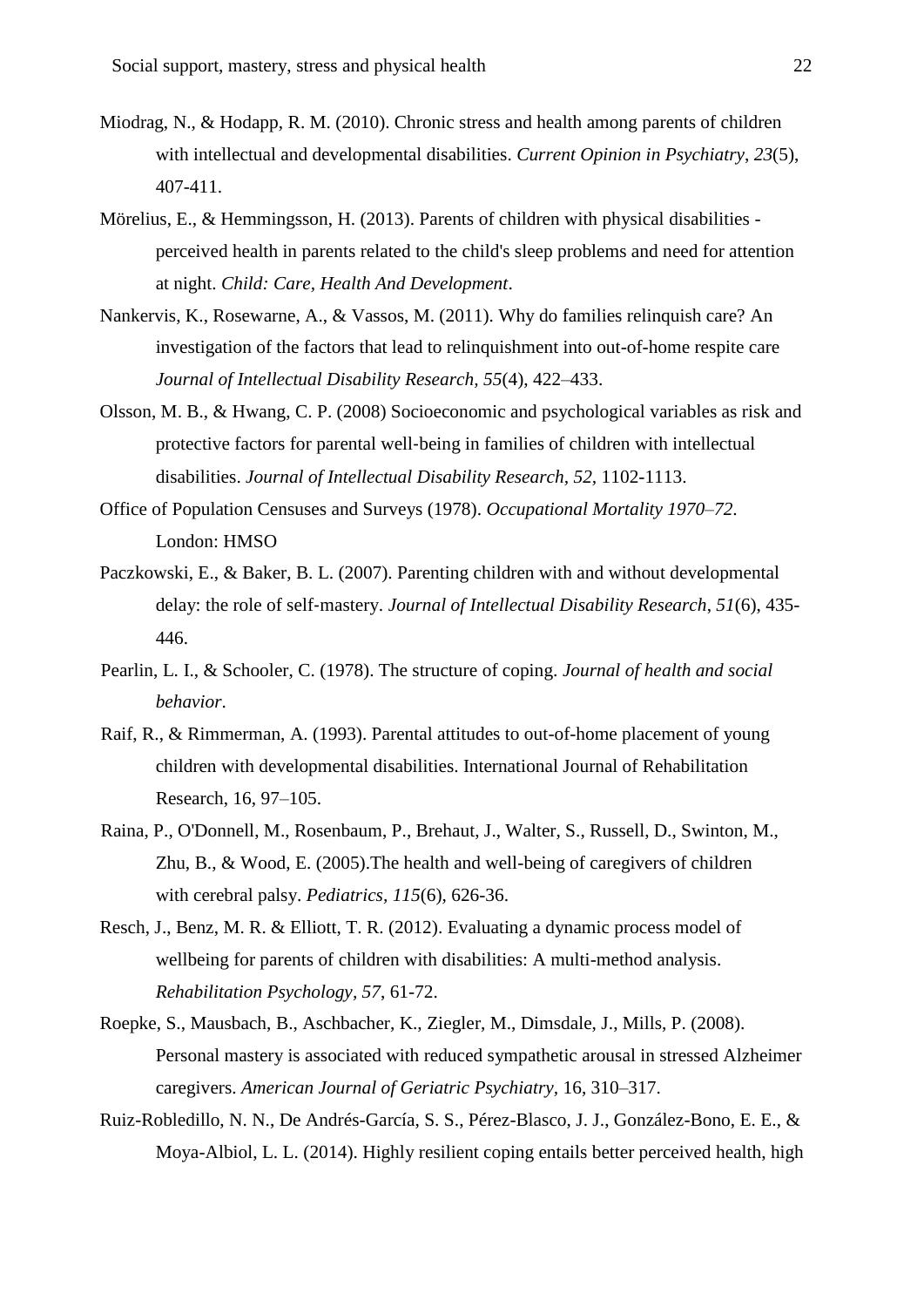Miodrag, N., & Hodapp, R. M. (2010). Chronic stress and health among parents of children with intellectual and developmental disabilities. *Current Opinion in Psychiatry*, *23*(5), 407-411.

Mörelius, E., & Hemmingsson, H. (2013). Parents of children with physical disabilities - perceived health in parents related to the child's sleep problems and need for attention at night. *Child: Care, Health And Development*.

Nankervis, K., Rosewarne, A., & Vassos, M. (2011). Why do families relinquish care? An investigation of the factors that lead to relinquishment into out-of-home respite care *Journal of Intellectual Disability Research*, *55*(4), 422–433.

Olsson, M. B., & Hwang, C. P. (2008) Socioeconomic and psychological variables as risk and protective factors for parental well-being in families of children with intellectual disabilities. *Journal of Intellectual Disability Research, 52,* 1102-1113.

Office of Population Censuses and Surveys (1978). *Occupational Mortality 1970–72*. London: HMSO

Paczkowski, E., & Baker, B. L. (2007). Parenting children with and without developmental delay: the role of self-mastery. *Journal of Intellectual Disability Research*, *51*(6), 435-446.

Pearlin, L. I., & Schooler, C. (1978). The structure of coping. *Journal of health and social behavior*.

Raif, R., & Rimmerman, A. (1993). Parental attitudes to out-of-home placement of young children with developmental disabilities. International Journal of Rehabilitation Research, 16, 97–105.

Raina, P., O'Donnell, M., Rosenbaum, P., Brehaut, J., Walter, S., Russell, D., Swinton, M., Zhu, B., & Wood, E. (2005).The health and well-being of caregivers of children with cerebral palsy. *Pediatrics, 115*(6), 626-36.

Resch, J., Benz, M. R. & Elliott, T. R. (2012). Evaluating a dynamic process model of wellbeing for parents of children with disabilities: A multi-method analysis. *Rehabilitation Psychology, 57*, 61-72.

Roepke, S., Mausbach, B., Aschbacher, K., Ziegler, M., Dimsdale, J., Mills, P. (2008). Personal mastery is associated with reduced sympathetic arousal in stressed Alzheimer caregivers. *American Journal of Geriatric Psychiatry*, 16, 310–317.

Ruiz-Robledillo, N. N., De Andrés-García, S. S., Pérez-Blasco, J. J., González-Bono, E. E., & Moya-Albiol, L. L. (2014). Highly resilient coping entails better perceived health, high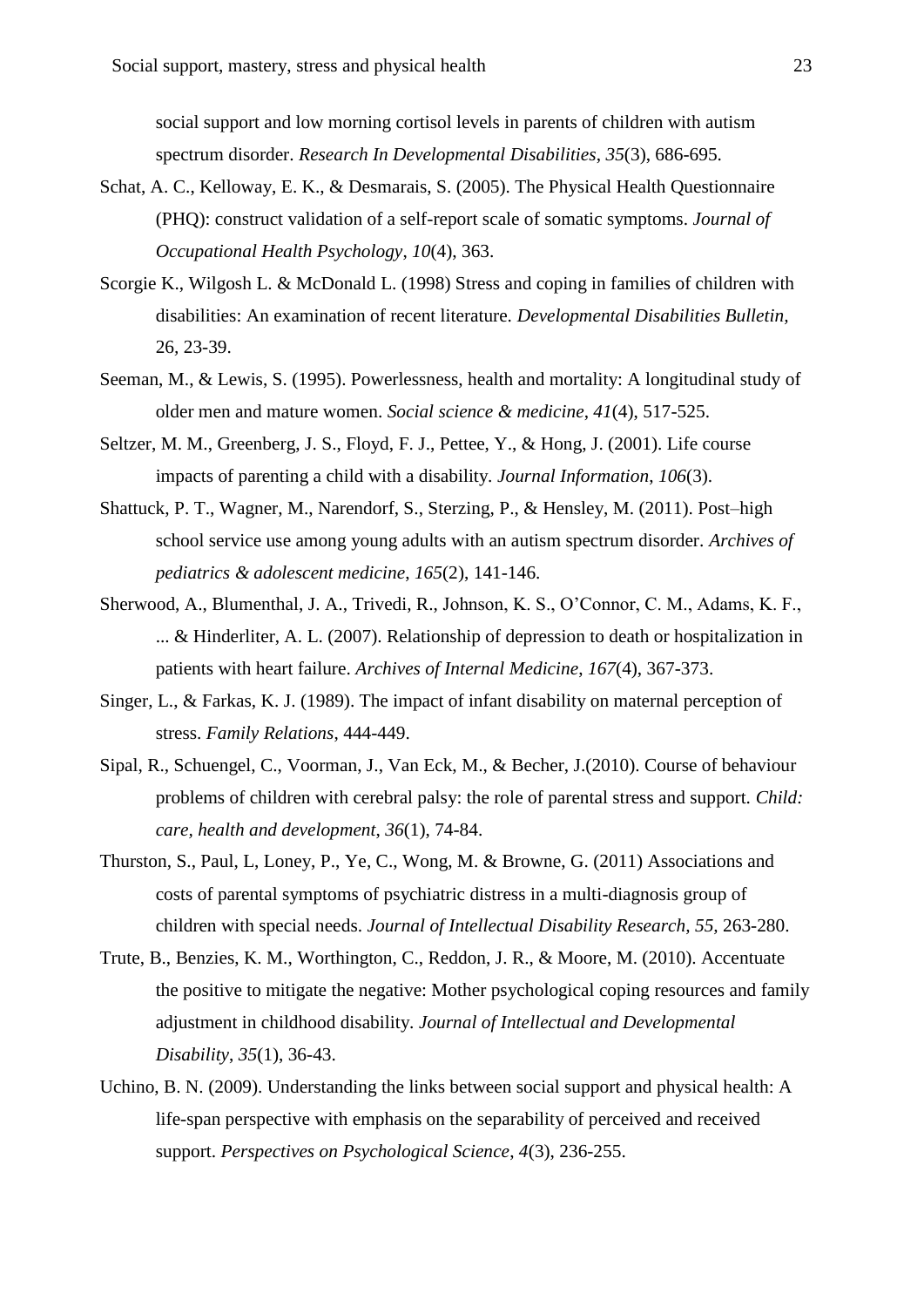social support and low morning cortisol levels in parents of children with autism spectrum disorder. *Research In Developmental Disabilities*, *35*(3), 686-695.

Schat, A. C., Kelloway, E. K., & Desmarais, S. (2005). The Physical Health Questionnaire (PHQ): construct validation of a self-report scale of somatic symptoms. *Journal of Occupational Health Psychology*, *10*(4), 363.

Scorgie K., Wilgosh L. & McDonald L. (1998) Stress and coping in families of children with disabilities: An examination of recent literature. *Developmental Disabilities Bulletin,* 26, 23-39.

Seeman, M., & Lewis, S. (1995). Powerlessness, health and mortality: A longitudinal study of older men and mature women. *Social science & medicine*, *41*(4), 517-525.

Seltzer, M. M., Greenberg, J. S., Floyd, F. J., Pettee, Y., & Hong, J. (2001). Life course impacts of parenting a child with a disability. *Journal Information*, *106*(3).

Shattuck, P. T., Wagner, M., Narendorf, S., Sterzing, P., & Hensley, M. (2011). Post–high school service use among young adults with an autism spectrum disorder. *Archives of pediatrics & adolescent medicine*, *165*(2), 141-146.

Sherwood, A., Blumenthal, J. A., Trivedi, R., Johnson, K. S., O'Connor, C. M., Adams, K. F., ... & Hinderliter, A. L. (2007). Relationship of depression to death or hospitalization in patients with heart failure. *Archives of Internal Medicine*, *167*(4), 367-373.

Singer, L., & Farkas, K. J. (1989). The impact of infant disability on maternal perception of stress. *Family Relations*, 444-449.

Sipal, R., Schuengel, C., Voorman, J., Van Eck, M., & Becher, J.(2010). Course of behaviour problems of children with cerebral palsy: the role of parental stress and support. *Child: care, health and development*, *36*(1), 74-84.

Thurston, S., Paul, L, Loney, P., Ye, C., Wong, M. & Browne, G. (2011) Associations and costs of parental symptoms of psychiatric distress in a multi-diagnosis group of children with special needs. *Journal of Intellectual Disability Research, 55,* 263-280.

Trute, B., Benzies, K. M., Worthington, C., Reddon, J. R., & Moore, M. (2010). Accentuate the positive to mitigate the negative: Mother psychological coping resources and family adjustment in childhood disability. *Journal of Intellectual and Developmental Disability*, *35*(1), 36-43.

Uchino, B. N. (2009). Understanding the links between social support and physical health: A life-span perspective with emphasis on the separability of perceived and received support. *Perspectives on Psychological Science*, *4*(3), 236-255.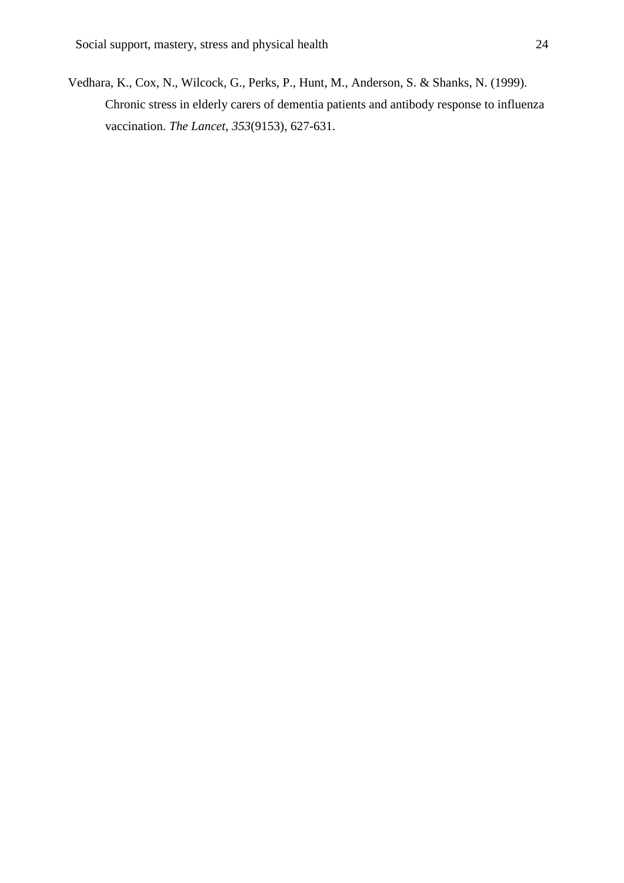Vedhara, K., Cox, N., Wilcock, G., Perks, P., Hunt, M., Anderson, S. & Shanks, N. (1999). Chronic stress in elderly carers of dementia patients and antibody response to influenza vaccination. *The Lancet, 353*(9153), 627-631.